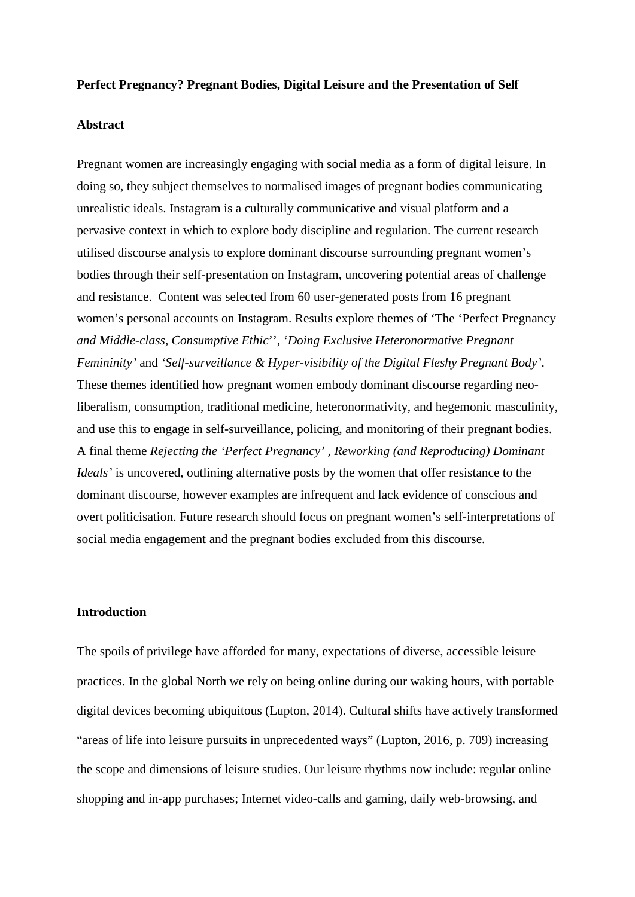**Perfect Pregnancy? Pregnant Bodies, Digital Leisure and the Presentation of Self**

**Abstract**

Pregnant women are increasingly engaging with social media as a form of digital leisure. In doing so, they subject themselves to normalised images of pregnant bodies communicating unrealistic ideals. Instagram is a culturally communicative and visual platform and a pervasive context in which to explore body discipline and regulation. The current research utilised discourse analysis to explore dominant discourse surrounding pregnant women's bodies through their self-presentation on Instagram, uncovering potential areas of challenge and resistance. Content was selected from 60 user-generated posts from 16 pregnant women's personal accounts on Instagram. Results explore themes of 'The 'Perfect Pregnancy *and Middle-class, Consumptive Ethic*'', '*Doing Exclusive Heteronormative Pregnant Femininity'* and *'Self-surveillance & Hyper-visibility of the Digital Fleshy Pregnant Body'*. These themes identified how pregnant women embody dominant discourse regarding neo-liberalism, consumption, traditional medicine, heteronormativity, and hegemonic masculinity, and use this to engage in self-surveillance, policing, and monitoring of their pregnant bodies. A final theme *Rejecting the 'Perfect Pregnancy' , Reworking (and Reproducing) Dominant Ideals'* is uncovered, outlining alternative posts by the women that offer resistance to the dominant discourse, however examples are infrequent and lack evidence of conscious and overt politicisation. Future research should focus on pregnant women's self-interpretations of social media engagement and the pregnant bodies excluded from this discourse.

**Introduction**

The spoils of privilege have afforded for many, expectations of diverse, accessible leisure practices. In the global North we rely on being online during our waking hours, with portable digital devices becoming ubiquitous (Lupton, 2014). Cultural shifts have actively transformed "areas of life into leisure pursuits in unprecedented ways" (Lupton, 2016, p. 709) increasing the scope and dimensions of leisure studies. Our leisure rhythms now include: regular online shopping and in-app purchases; Internet video-calls and gaming, daily web-browsing, and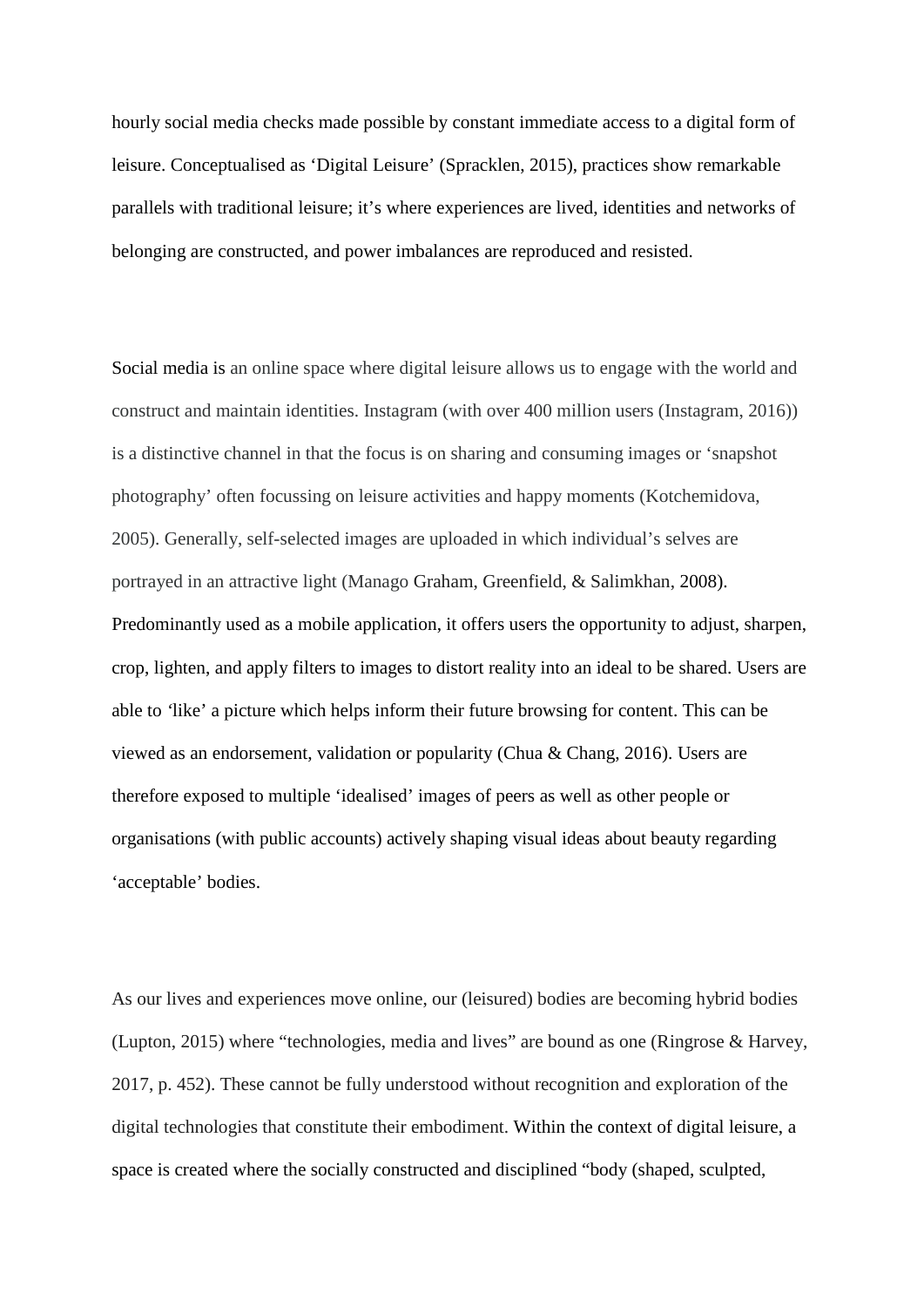hourly social media checks made possible by constant immediate access to a digital form of leisure. Conceptualised as 'Digital Leisure' (Spracklen, 2015), practices show remarkable parallels with traditional leisure; it's where experiences are lived, identities and networks of belonging are constructed, and power imbalances are reproduced and resisted.

Social media is an online space where digital leisure allows us to engage with the world and construct and maintain identities. Instagram (with over 400 million users (Instagram, 2016)) is a distinctive channel in that the focus is on sharing and consuming images or 'snapshot photography' often focussing on leisure activities and happy moments (Kotchemidova, 2005). Generally, self-selected images are uploaded in which individual's selves are portrayed in an attractive light (Manago Graham, Greenfield, & Salimkhan, 2008). Predominantly used as a mobile application, it offers users the opportunity to adjust, sharpen, crop, lighten, and apply filters to images to distort reality into an ideal to be shared. Users are able to 'like' a picture which helps inform their future browsing for content. This can be viewed as an endorsement, validation or popularity (Chua & Chang, 2016). Users are therefore exposed to multiple 'idealised' images of peers as well as other people or organisations (with public accounts) actively shaping visual ideas about beauty regarding 'acceptable' bodies.

As our lives and experiences move online, our (leisured) bodies are becoming hybrid bodies (Lupton, 2015) where "technologies, media and lives" are bound as one (Ringrose & Harvey, 2017, p. 452). These cannot be fully understood without recognition and exploration of the digital technologies that constitute their embodiment. Within the context of digital leisure, a space is created where the socially constructed and disciplined "body (shaped, sculpted,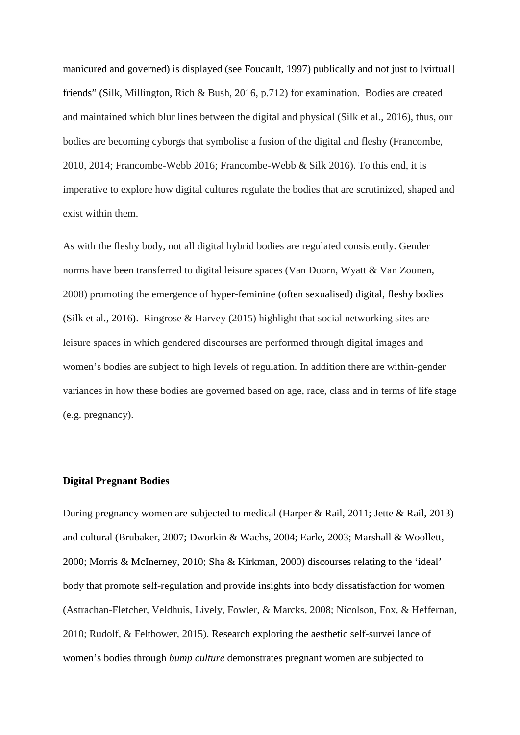manicured and governed) is displayed (see Foucault, 1997) publically and not just to [virtual] friends" (Silk, Millington, Rich & Bush, 2016, p.712) for examination. Bodies are created and maintained which blur lines between the digital and physical (Silk et al., 2016), thus, our bodies are becoming cyborgs that symbolise a fusion of the digital and fleshy (Francombe, 2010, 2014; Francombe-Webb 2016; Francombe-Webb & Silk 2016). To this end, it is imperative to explore how digital cultures regulate the bodies that are scrutinized, shaped and exist within them.

As with the fleshy body, not all digital hybrid bodies are regulated consistently. Gender norms have been transferred to digital leisure spaces (Van Doorn, Wyatt & Van Zoonen, 2008) promoting the emergence of hyper-feminine (often sexualised) digital, fleshy bodies (Silk et al., 2016). Ringrose & Harvey (2015) highlight that social networking sites are leisure spaces in which gendered discourses are performed through digital images and women's bodies are subject to high levels of regulation. In addition there are within-gender variances in how these bodies are governed based on age, race, class and in terms of life stage (e.g. pregnancy).

**Digital Pregnant Bodies**

During pregnancy women are subjected to medical (Harper & Rail, 2011; Jette & Rail, 2013) and cultural (Brubaker, 2007; Dworkin & Wachs, 2004; Earle, 2003; Marshall & Woollett, 2000; Morris & McInerney, 2010; Sha & Kirkman, 2000) discourses relating to the 'ideal' body that promote self-regulation and provide insights into body dissatisfaction for women (Astrachan-Fletcher, Veldhuis, Lively, Fowler, & Marcks, 2008; Nicolson, Fox, & Heffernan, 2010; Rudolf, & Feltbower, 2015). Research exploring the aesthetic self-surveillance of women's bodies through *bump culture* demonstrates pregnant women are subjected to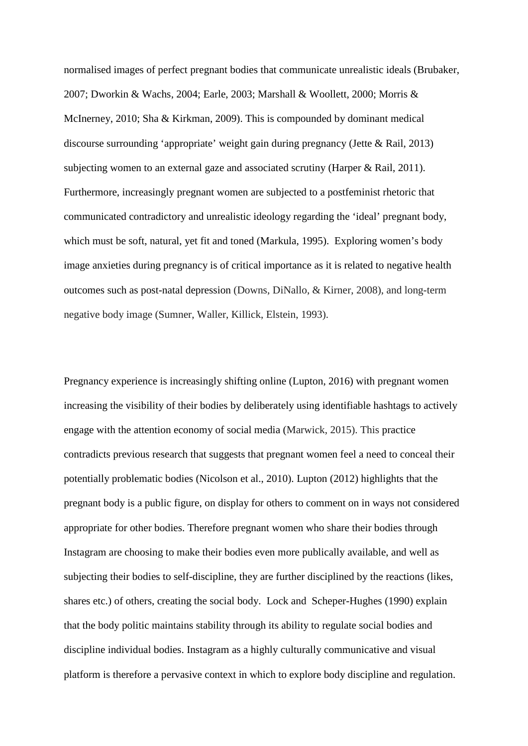normalised images of perfect pregnant bodies that communicate unrealistic ideals (Brubaker, 2007; Dworkin & Wachs, 2004; Earle, 2003; Marshall & Woollett, 2000; Morris & McInerney, 2010; Sha & Kirkman, 2009). This is compounded by dominant medical discourse surrounding 'appropriate' weight gain during pregnancy (Jette & Rail, 2013) subjecting women to an external gaze and associated scrutiny (Harper & Rail, 2011). Furthermore, increasingly pregnant women are subjected to a postfeminist rhetoric that communicated contradictory and unrealistic ideology regarding the 'ideal' pregnant body, which must be soft, natural, yet fit and toned (Markula, 1995). Exploring women's body image anxieties during pregnancy is of critical importance as it is related to negative health outcomes such as post-natal depression (Downs, DiNallo, & Kirner, 2008), and long-term negative body image (Sumner, Waller, Killick, Elstein, 1993).

Pregnancy experience is increasingly shifting online (Lupton, 2016) with pregnant women increasing the visibility of their bodies by deliberately using identifiable hashtags to actively engage with the attention economy of social media (Marwick, 2015). This practice contradicts previous research that suggests that pregnant women feel a need to conceal their potentially problematic bodies (Nicolson et al., 2010). Lupton (2012) highlights that the pregnant body is a public figure, on display for others to comment on in ways not considered appropriate for other bodies. Therefore pregnant women who share their bodies through Instagram are choosing to make their bodies even more publically available, and well as subjecting their bodies to self-discipline, they are further disciplined by the reactions (likes, shares etc.) of others, creating the social body. Lock and Scheper-Hughes (1990) explain that the body politic maintains stability through its ability to regulate social bodies and discipline individual bodies. Instagram as a highly culturally communicative and visual platform is therefore a pervasive context in which to explore body discipline and regulation.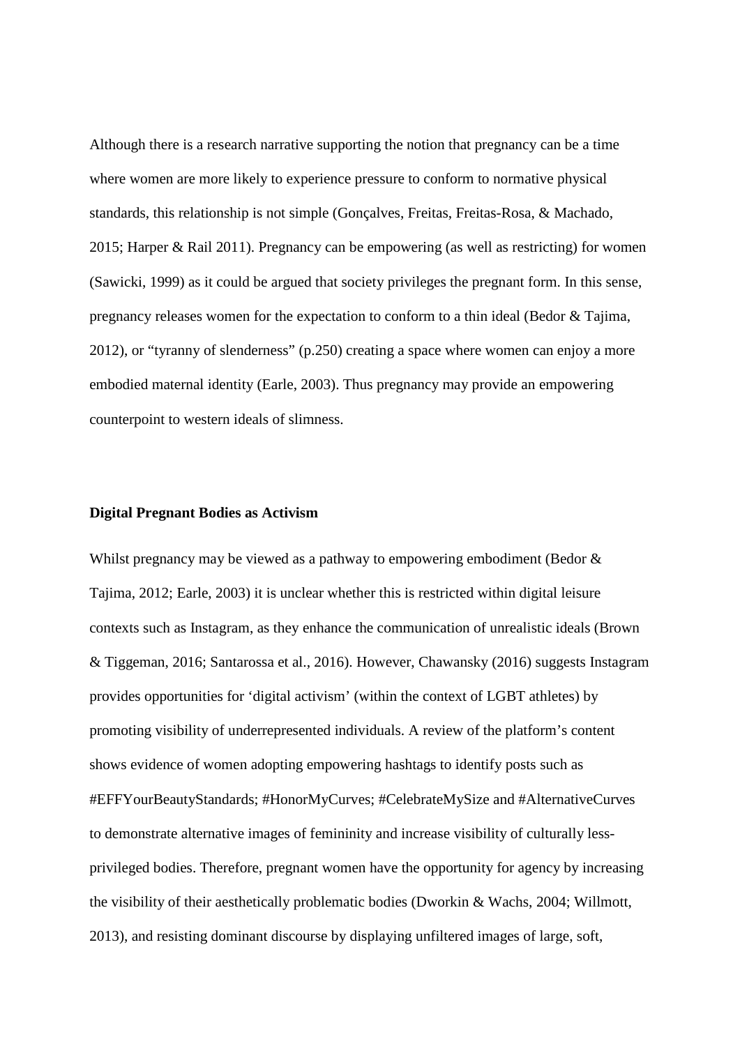Although there is a research narrative supporting the notion that pregnancy can be a time where women are more likely to experience pressure to conform to normative physical standards, this relationship is not simple (Gonçalves, Freitas, Freitas-Rosa, & Machado, 2015; Harper & Rail 2011). Pregnancy can be empowering (as well as restricting) for women (Sawicki, 1999) as it could be argued that society privileges the pregnant form. In this sense, pregnancy releases women for the expectation to conform to a thin ideal (Bedor & Tajima, 2012), or "tyranny of slenderness" (p.250) creating a space where women can enjoy a more embodied maternal identity (Earle, 2003). Thus pregnancy may provide an empowering counterpoint to western ideals of slimness.

**Digital Pregnant Bodies as Activism**

Whilst pregnancy may be viewed as a pathway to empowering embodiment (Bedor & Tajima, 2012; Earle, 2003) it is unclear whether this is restricted within digital leisure contexts such as Instagram, as they enhance the communication of unrealistic ideals (Brown & Tiggeman, 2016; Santarossa et al., 2016). However, Chawansky (2016) suggests Instagram provides opportunities for 'digital activism' (within the context of LGBT athletes) by promoting visibility of underrepresented individuals. A review of the platform's content shows evidence of women adopting empowering hashtags to identify posts such as #EFFYourBeautyStandards; #HonorMyCurves; #CelebrateMySize and #AlternativeCurves to demonstrate alternative images of femininity and increase visibility of culturally less-privileged bodies. Therefore, pregnant women have the opportunity for agency by increasing the visibility of their aesthetically problematic bodies (Dworkin & Wachs, 2004; Willmott, 2013), and resisting dominant discourse by displaying unfiltered images of large, soft,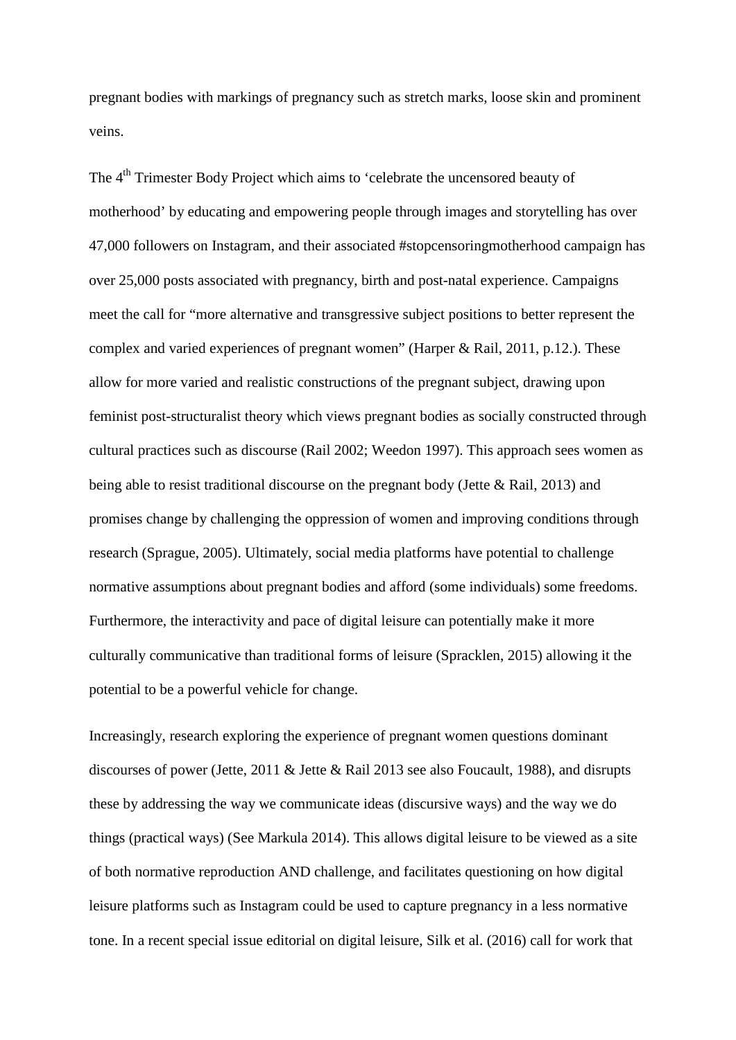pregnant bodies with markings of pregnancy such as stretch marks, loose skin and prominent veins.

The 4th Trimester Body Project which aims to 'celebrate the uncensored beauty of motherhood' by educating and empowering people through images and storytelling has over 47,000 followers on Instagram, and their associated #stopcensoringmotherhood campaign has over 25,000 posts associated with pregnancy, birth and post-natal experience. Campaigns meet the call for "more alternative and transgressive subject positions to better represent the complex and varied experiences of pregnant women" (Harper & Rail, 2011, p.12.). These allow for more varied and realistic constructions of the pregnant subject, drawing upon feminist post-structuralist theory which views pregnant bodies as socially constructed through cultural practices such as discourse (Rail 2002; Weedon 1997). This approach sees women as being able to resist traditional discourse on the pregnant body (Jette & Rail, 2013) and promises change by challenging the oppression of women and improving conditions through research (Sprague, 2005). Ultimately, social media platforms have potential to challenge normative assumptions about pregnant bodies and afford (some individuals) some freedoms. Furthermore, the interactivity and pace of digital leisure can potentially make it more culturally communicative than traditional forms of leisure (Spracklen, 2015) allowing it the potential to be a powerful vehicle for change.

Increasingly, research exploring the experience of pregnant women questions dominant discourses of power (Jette, 2011 & Jette & Rail 2013 see also Foucault, 1988), and disrupts these by addressing the way we communicate ideas (discursive ways) and the way we do things (practical ways) (See Markula 2014). This allows digital leisure to be viewed as a site of both normative reproduction AND challenge, and facilitates questioning on how digital leisure platforms such as Instagram could be used to capture pregnancy in a less normative tone. In a recent special issue editorial on digital leisure, Silk et al. (2016) call for work that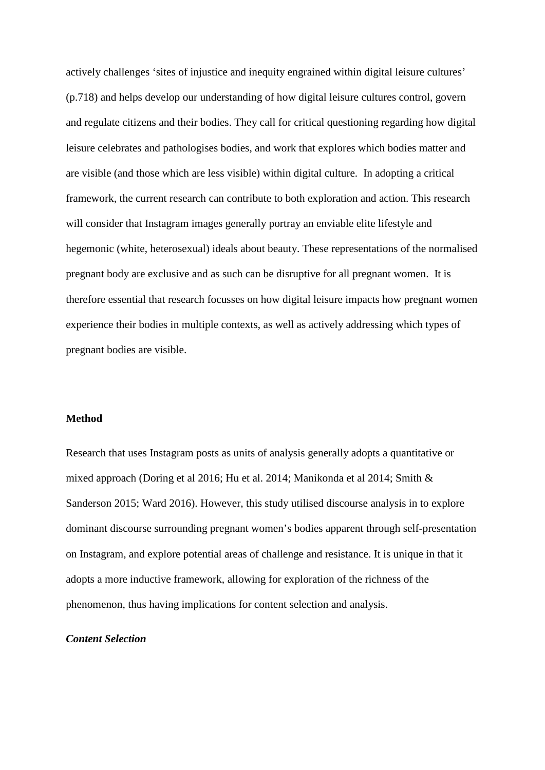actively challenges 'sites of injustice and inequity engrained within digital leisure cultures' (p.718) and helps develop our understanding of how digital leisure cultures control, govern and regulate citizens and their bodies. They call for critical questioning regarding how digital leisure celebrates and pathologises bodies, and work that explores which bodies matter and are visible (and those which are less visible) within digital culture. In adopting a critical framework, the current research can contribute to both exploration and action. This research will consider that Instagram images generally portray an enviable elite lifestyle and hegemonic (white, heterosexual) ideals about beauty. These representations of the normalised pregnant body are exclusive and as such can be disruptive for all pregnant women. It is therefore essential that research focusses on how digital leisure impacts how pregnant women experience their bodies in multiple contexts, as well as actively addressing which types of pregnant bodies are visible.

**Method**

Research that uses Instagram posts as units of analysis generally adopts a quantitative or mixed approach (Doring et al 2016; Hu et al. 2014; Manikonda et al 2014; Smith & Sanderson 2015; Ward 2016). However, this study utilised discourse analysis in to explore dominant discourse surrounding pregnant women's bodies apparent through self-presentation on Instagram, and explore potential areas of challenge and resistance. It is unique in that it adopts a more inductive framework, allowing for exploration of the richness of the phenomenon, thus having implications for content selection and analysis.

***Content Selection***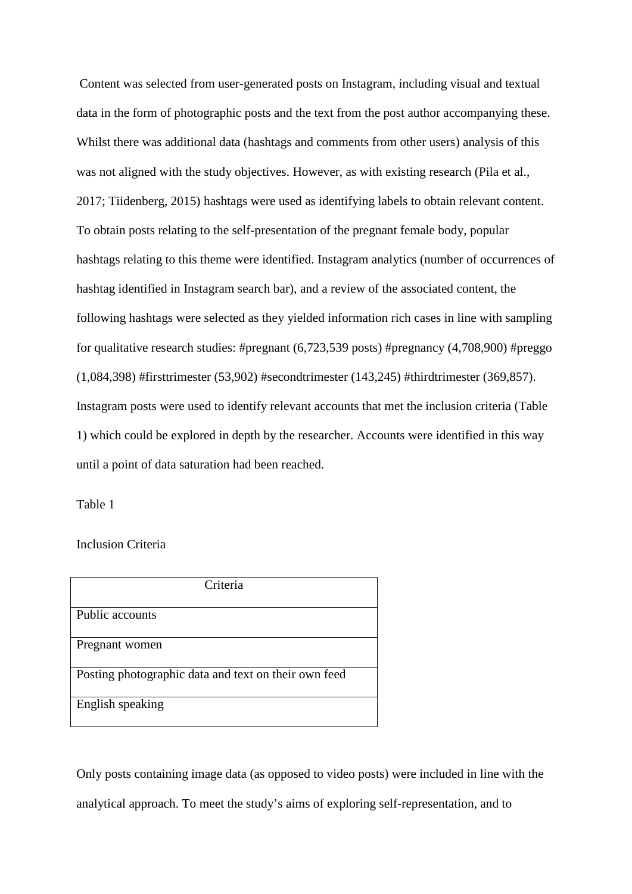Content was selected from user-generated posts on Instagram, including visual and textual data in the form of photographic posts and the text from the post author accompanying these. Whilst there was additional data (hashtags and comments from other users) analysis of this was not aligned with the study objectives. However, as with existing research (Pila et al., 2017; Tiidenberg, 2015) hashtags were used as identifying labels to obtain relevant content. To obtain posts relating to the self-presentation of the pregnant female body, popular hashtags relating to this theme were identified. Instagram analytics (number of occurrences of hashtag identified in Instagram search bar), and a review of the associated content, the following hashtags were selected as they yielded information rich cases in line with sampling for qualitative research studies: #pregnant (6,723,539 posts) #pregnancy (4,708,900) #preggo (1,084,398) #firsttrimester (53,902) #secondtrimester (143,245) #thirdtrimester (369,857). Instagram posts were used to identify relevant accounts that met the inclusion criteria (Table 1) which could be explored in depth by the researcher. Accounts were identified in this way until a point of data saturation had been reached.

Table 1

Inclusion Criteria

| Criteria |
|---|
| Public accounts |
| Pregnant women |
| Posting photographic data and text on their own feed |
| English speaking |

Only posts containing image data (as opposed to video posts) were included in line with the analytical approach. To meet the study's aims of exploring self-representation, and to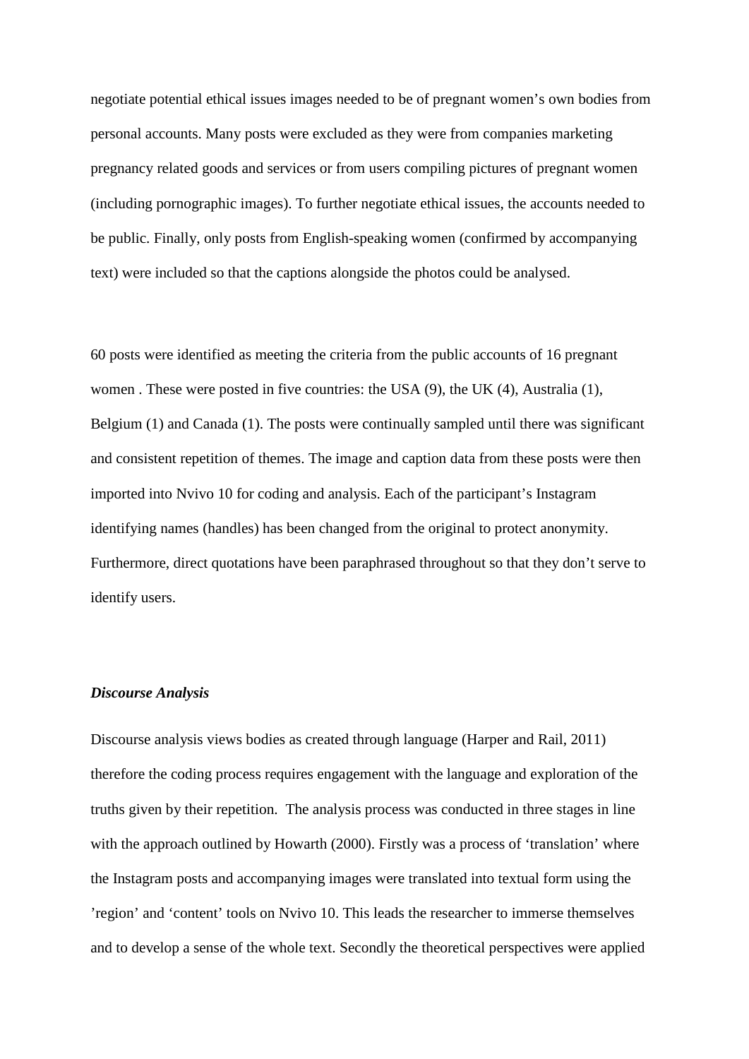negotiate potential ethical issues images needed to be of pregnant women's own bodies from personal accounts. Many posts were excluded as they were from companies marketing pregnancy related goods and services or from users compiling pictures of pregnant women (including pornographic images). To further negotiate ethical issues, the accounts needed to be public. Finally, only posts from English-speaking women (confirmed by accompanying text) were included so that the captions alongside the photos could be analysed.

60 posts were identified as meeting the criteria from the public accounts of 16 pregnant women . These were posted in five countries: the USA (9), the UK (4), Australia (1), Belgium (1) and Canada (1). The posts were continually sampled until there was significant and consistent repetition of themes. The image and caption data from these posts were then imported into Nvivo 10 for coding and analysis. Each of the participant's Instagram identifying names (handles) has been changed from the original to protect anonymity. Furthermore, direct quotations have been paraphrased throughout so that they don't serve to identify users.

***Discourse Analysis***

Discourse analysis views bodies as created through language (Harper and Rail, 2011) therefore the coding process requires engagement with the language and exploration of the truths given by their repetition. The analysis process was conducted in three stages in line with the approach outlined by Howarth (2000). Firstly was a process of 'translation' where the Instagram posts and accompanying images were translated into textual form using the 'region' and 'content' tools on Nvivo 10. This leads the researcher to immerse themselves and to develop a sense of the whole text. Secondly the theoretical perspectives were applied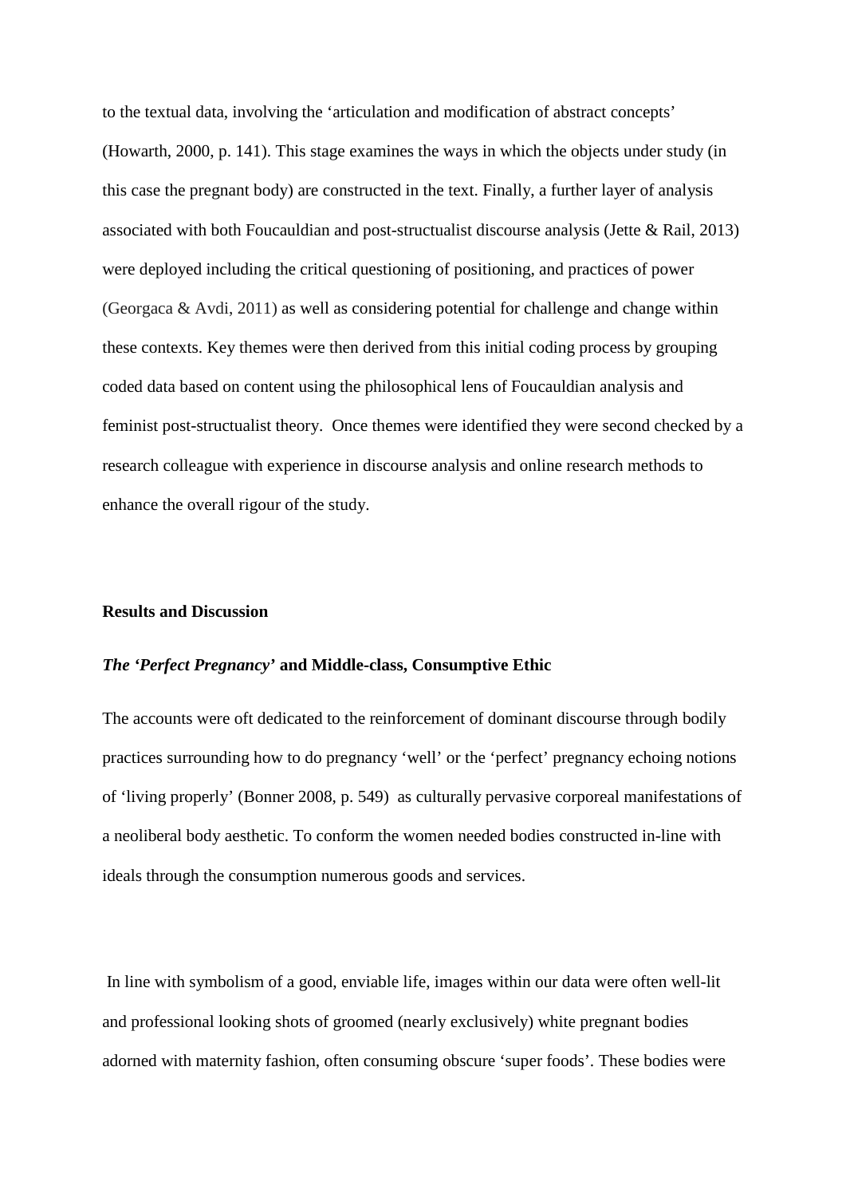to the textual data, involving the 'articulation and modification of abstract concepts' (Howarth, 2000, p. 141). This stage examines the ways in which the objects under study (in this case the pregnant body) are constructed in the text. Finally, a further layer of analysis associated with both Foucauldian and post-structualist discourse analysis (Jette & Rail, 2013) were deployed including the critical questioning of positioning, and practices of power (Georgaca & Avdi, 2011) as well as considering potential for challenge and change within these contexts. Key themes were then derived from this initial coding process by grouping coded data based on content using the philosophical lens of Foucauldian analysis and feminist post-structualist theory. Once themes were identified they were second checked by a research colleague with experience in discourse analysis and online research methods to enhance the overall rigour of the study.

## Results and Discussion

### *The 'Perfect Pregnancy'* and Middle-class, Consumptive Ethic

The accounts were oft dedicated to the reinforcement of dominant discourse through bodily practices surrounding how to do pregnancy 'well' or the 'perfect' pregnancy echoing notions of 'living properly' (Bonner 2008, p. 549) as culturally pervasive corporeal manifestations of a neoliberal body aesthetic. To conform the women needed bodies constructed in-line with ideals through the consumption numerous goods and services.

In line with symbolism of a good, enviable life, images within our data were often well-lit and professional looking shots of groomed (nearly exclusively) white pregnant bodies adorned with maternity fashion, often consuming obscure 'super foods'. These bodies were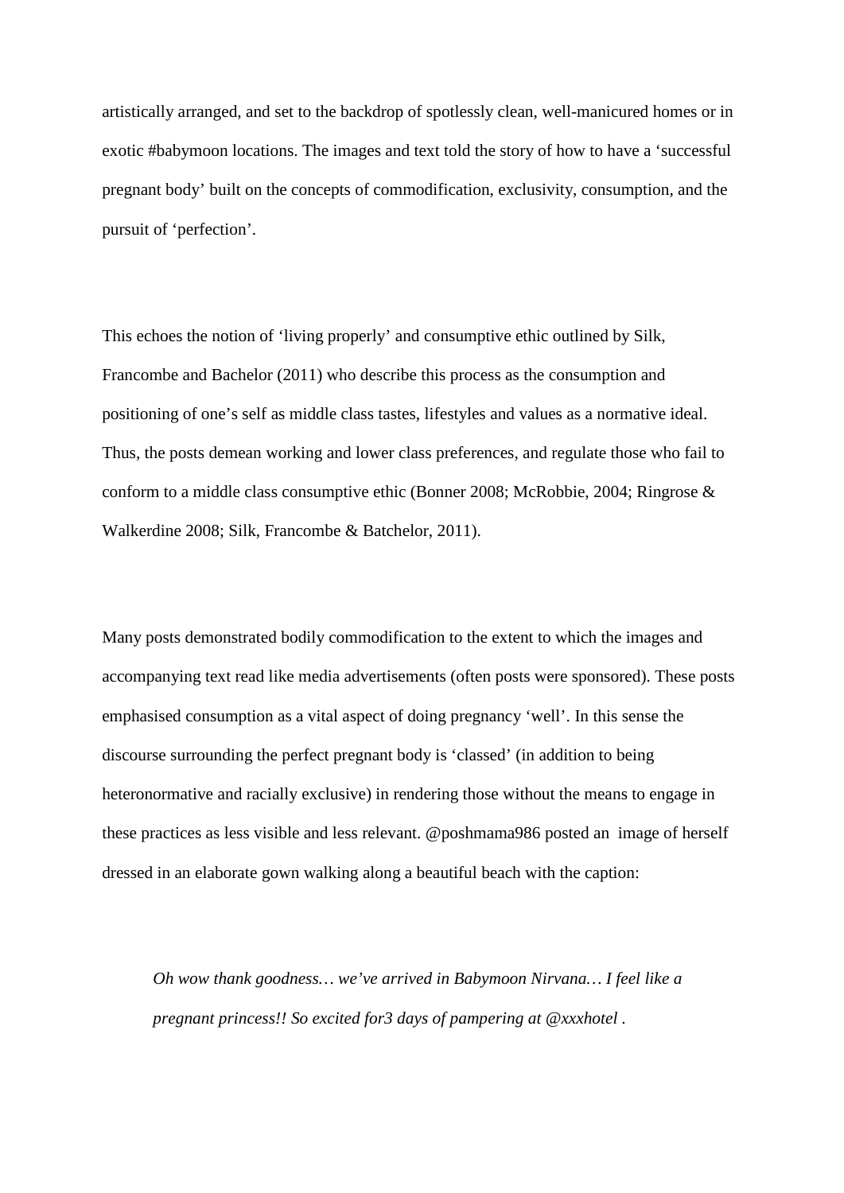artistically arranged, and set to the backdrop of spotlessly clean, well-manicured homes or in exotic #babymoon locations. The images and text told the story of how to have a 'successful pregnant body' built on the concepts of commodification, exclusivity, consumption, and the pursuit of 'perfection'.

This echoes the notion of 'living properly' and consumptive ethic outlined by Silk, Francombe and Bachelor (2011) who describe this process as the consumption and positioning of one's self as middle class tastes, lifestyles and values as a normative ideal. Thus, the posts demean working and lower class preferences, and regulate those who fail to conform to a middle class consumptive ethic (Bonner 2008; McRobbie, 2004; Ringrose & Walkerdine 2008; Silk, Francombe & Batchelor, 2011).

Many posts demonstrated bodily commodification to the extent to which the images and accompanying text read like media advertisements (often posts were sponsored). These posts emphasised consumption as a vital aspect of doing pregnancy 'well'. In this sense the discourse surrounding the perfect pregnant body is 'classed' (in addition to being heteronormative and racially exclusive) in rendering those without the means to engage in these practices as less visible and less relevant. @poshmama986 posted an image of herself dressed in an elaborate gown walking along a beautiful beach with the caption:

> *Oh wow thank goodness… we've arrived in Babymoon Nirvana… I feel like a pregnant princess!! So excited for3 days of pampering at @xxxhotel .*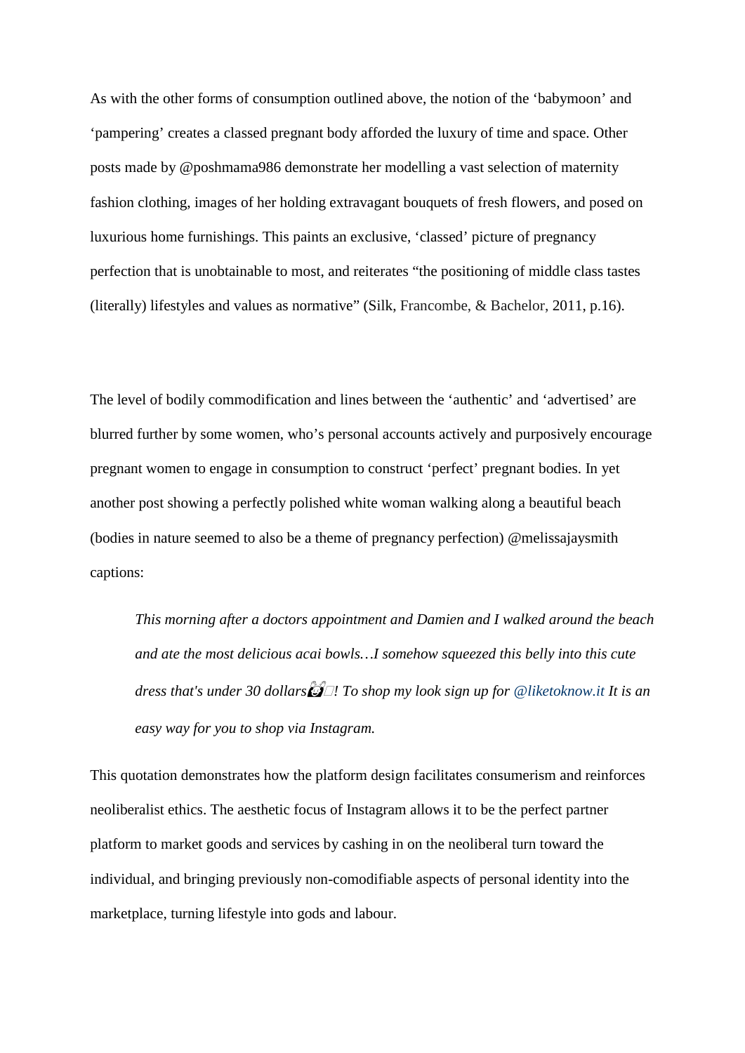As with the other forms of consumption outlined above, the notion of the 'babymoon' and 'pampering' creates a classed pregnant body afforded the luxury of time and space. Other posts made by @poshmama986 demonstrate her modelling a vast selection of maternity fashion clothing, images of her holding extravagant bouquets of fresh flowers, and posed on luxurious home furnishings. This paints an exclusive, 'classed' picture of pregnancy perfection that is unobtainable to most, and reiterates "the positioning of middle class tastes (literally) lifestyles and values as normative" (Silk, Francombe, & Bachelor, 2011, p.16).

The level of bodily commodification and lines between the 'authentic' and 'advertised' are blurred further by some women, who's personal accounts actively and purposively encourage pregnant women to engage in consumption to construct 'perfect' pregnant bodies. In yet another post showing a perfectly polished white woman walking along a beautiful beach (bodies in nature seemed to also be a theme of pregnancy perfection) @melissajaysmith captions:

> *This morning after a doctors appointment and Damien and I walked around the beach and ate the most delicious acai bowls…I somehow squeezed this belly into this cute dress that's under 30 dollars😱! To shop my look sign up for @liketoknow.it It is an easy way for you to shop via Instagram.*

This quotation demonstrates how the platform design facilitates consumerism and reinforces neoliberalist ethics. The aesthetic focus of Instagram allows it to be the perfect partner platform to market goods and services by cashing in on the neoliberal turn toward the individual, and bringing previously non-comodifiable aspects of personal identity into the marketplace, turning lifestyle into gods and labour.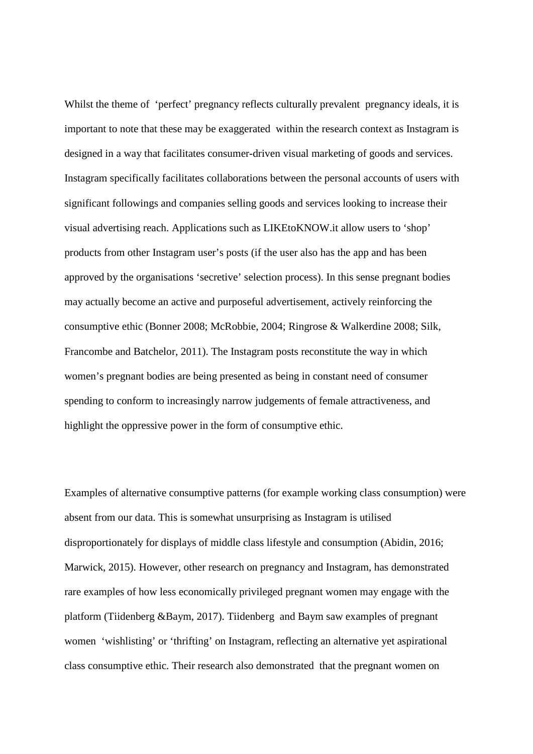Whilst the theme of 'perfect' pregnancy reflects culturally prevalent pregnancy ideals, it is important to note that these may be exaggerated within the research context as Instagram is designed in a way that facilitates consumer-driven visual marketing of goods and services. Instagram specifically facilitates collaborations between the personal accounts of users with significant followings and companies selling goods and services looking to increase their visual advertising reach. Applications such as LIKEtoKNOW.it allow users to 'shop' products from other Instagram user's posts (if the user also has the app and has been approved by the organisations 'secretive' selection process). In this sense pregnant bodies may actually become an active and purposeful advertisement, actively reinforcing the consumptive ethic (Bonner 2008; McRobbie, 2004; Ringrose & Walkerdine 2008; Silk, Francombe and Batchelor, 2011). The Instagram posts reconstitute the way in which women's pregnant bodies are being presented as being in constant need of consumer spending to conform to increasingly narrow judgements of female attractiveness, and highlight the oppressive power in the form of consumptive ethic.

Examples of alternative consumptive patterns (for example working class consumption) were absent from our data. This is somewhat unsurprising as Instagram is utilised disproportionately for displays of middle class lifestyle and consumption (Abidin, 2016; Marwick, 2015). However, other research on pregnancy and Instagram, has demonstrated rare examples of how less economically privileged pregnant women may engage with the platform (Tiidenberg &Baym, 2017). Tiidenberg and Baym saw examples of pregnant women 'wishlisting' or 'thrifting' on Instagram, reflecting an alternative yet aspirational class consumptive ethic. Their research also demonstrated that the pregnant women on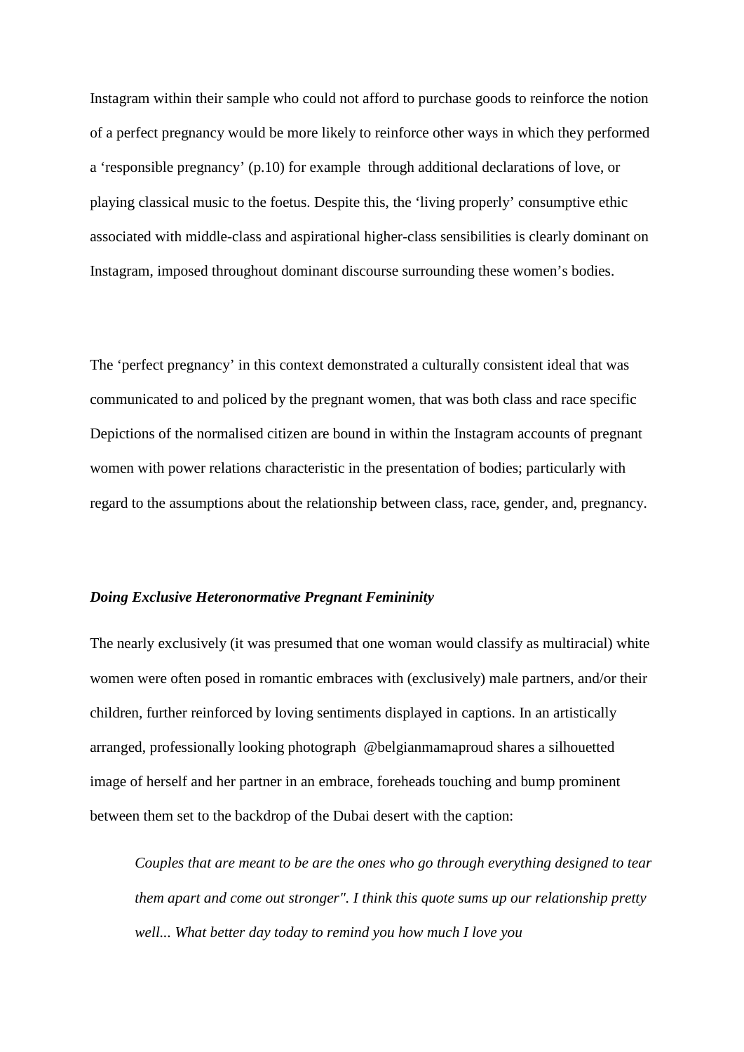Instagram within their sample who could not afford to purchase goods to reinforce the notion of a perfect pregnancy would be more likely to reinforce other ways in which they performed a 'responsible pregnancy' (p.10) for example through additional declarations of love, or playing classical music to the foetus. Despite this, the 'living properly' consumptive ethic associated with middle-class and aspirational higher-class sensibilities is clearly dominant on Instagram, imposed throughout dominant discourse surrounding these women's bodies.

The 'perfect pregnancy' in this context demonstrated a culturally consistent ideal that was communicated to and policed by the pregnant women, that was both class and race specific Depictions of the normalised citizen are bound in within the Instagram accounts of pregnant women with power relations characteristic in the presentation of bodies; particularly with regard to the assumptions about the relationship between class, race, gender, and, pregnancy.

### *Doing Exclusive Heteronormative Pregnant Femininity*

The nearly exclusively (it was presumed that one woman would classify as multiracial) white women were often posed in romantic embraces with (exclusively) male partners, and/or their children, further reinforced by loving sentiments displayed in captions. In an artistically arranged, professionally looking photograph @belgianmamaproud shares a silhouetted image of herself and her partner in an embrace, foreheads touching and bump prominent between them set to the backdrop of the Dubai desert with the caption:

> *Couples that are meant to be are the ones who go through everything designed to tear them apart and come out stronger". I think this quote sums up our relationship pretty well... What better day today to remind you how much I love you*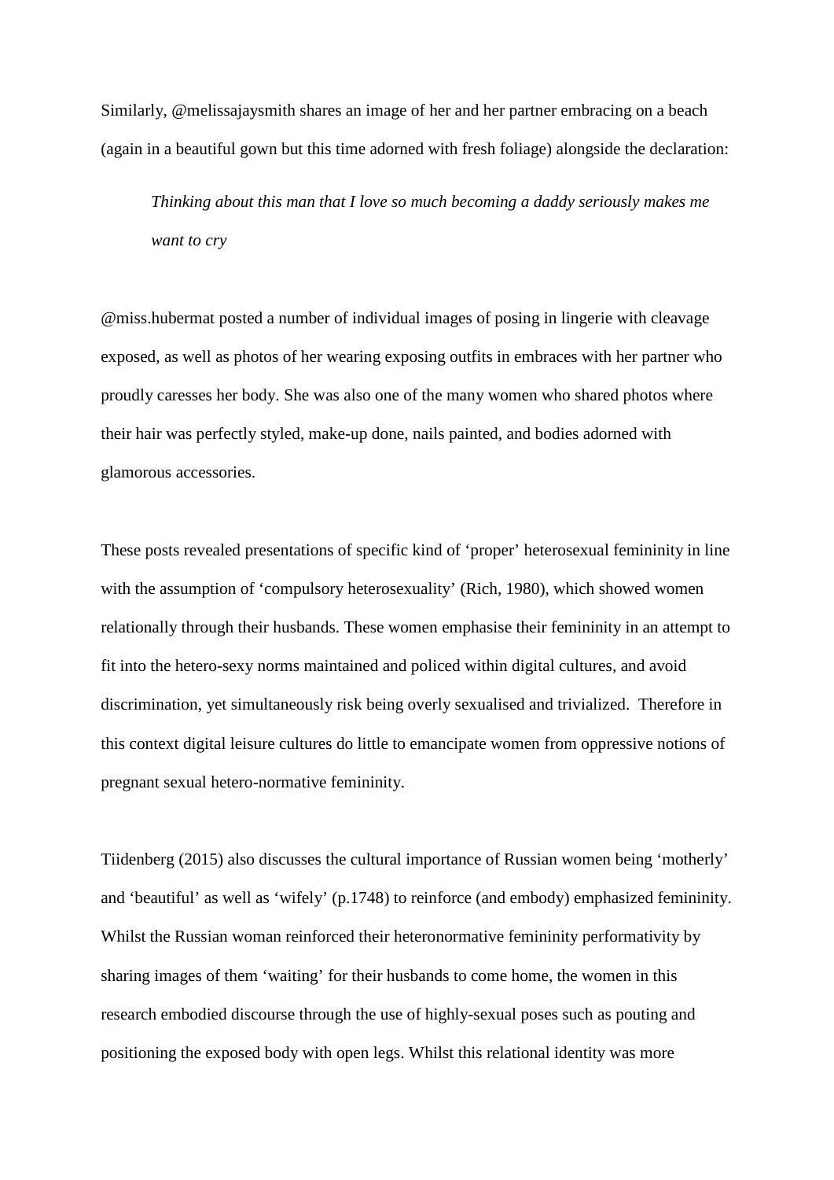Similarly, @melissajaysmith shares an image of her and her partner embracing on a beach (again in a beautiful gown but this time adorned with fresh foliage) alongside the declaration:

> *Thinking about this man that I love so much becoming a daddy seriously makes me want to cry*

@miss.hubermat posted a number of individual images of posing in lingerie with cleavage exposed, as well as photos of her wearing exposing outfits in embraces with her partner who proudly caresses her body. She was also one of the many women who shared photos where their hair was perfectly styled, make-up done, nails painted, and bodies adorned with glamorous accessories.

These posts revealed presentations of specific kind of 'proper' heterosexual femininity in line with the assumption of 'compulsory heterosexuality' (Rich, 1980), which showed women relationally through their husbands. These women emphasise their femininity in an attempt to fit into the hetero-sexy norms maintained and policed within digital cultures, and avoid discrimination, yet simultaneously risk being overly sexualised and trivialized. Therefore in this context digital leisure cultures do little to emancipate women from oppressive notions of pregnant sexual hetero-normative femininity.

Tiidenberg (2015) also discusses the cultural importance of Russian women being 'motherly' and 'beautiful' as well as 'wifely' (p.1748) to reinforce (and embody) emphasized femininity. Whilst the Russian woman reinforced their heteronormative femininity performativity by sharing images of them 'waiting' for their husbands to come home, the women in this research embodied discourse through the use of highly-sexual poses such as pouting and positioning the exposed body with open legs. Whilst this relational identity was more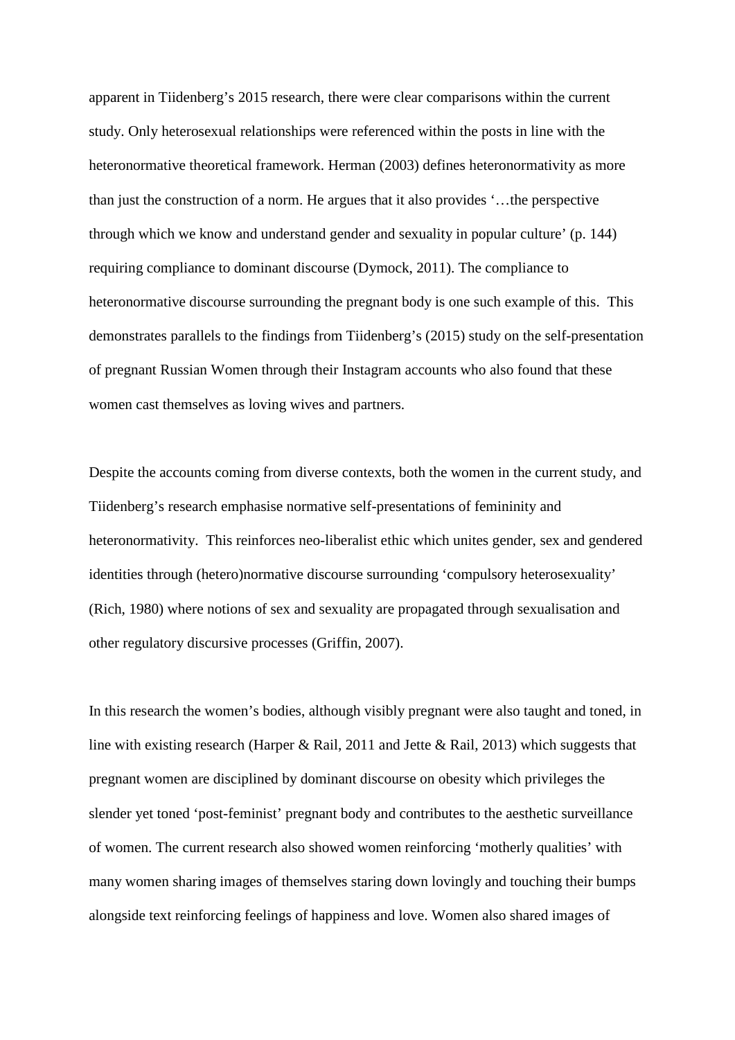apparent in Tiidenberg's 2015 research, there were clear comparisons within the current study. Only heterosexual relationships were referenced within the posts in line with the heteronormative theoretical framework. Herman (2003) defines heteronormativity as more than just the construction of a norm. He argues that it also provides '…the perspective through which we know and understand gender and sexuality in popular culture' (p. 144) requiring compliance to dominant discourse (Dymock, 2011). The compliance to heteronormative discourse surrounding the pregnant body is one such example of this. This demonstrates parallels to the findings from Tiidenberg's (2015) study on the self-presentation of pregnant Russian Women through their Instagram accounts who also found that these women cast themselves as loving wives and partners.

Despite the accounts coming from diverse contexts, both the women in the current study, and Tiidenberg's research emphasise normative self-presentations of femininity and heteronormativity. This reinforces neo-liberalist ethic which unites gender, sex and gendered identities through (hetero)normative discourse surrounding 'compulsory heterosexuality' (Rich, 1980) where notions of sex and sexuality are propagated through sexualisation and other regulatory discursive processes (Griffin, 2007).

In this research the women's bodies, although visibly pregnant were also taught and toned, in line with existing research (Harper & Rail, 2011 and Jette & Rail, 2013) which suggests that pregnant women are disciplined by dominant discourse on obesity which privileges the slender yet toned 'post-feminist' pregnant body and contributes to the aesthetic surveillance of women. The current research also showed women reinforcing 'motherly qualities' with many women sharing images of themselves staring down lovingly and touching their bumps alongside text reinforcing feelings of happiness and love. Women also shared images of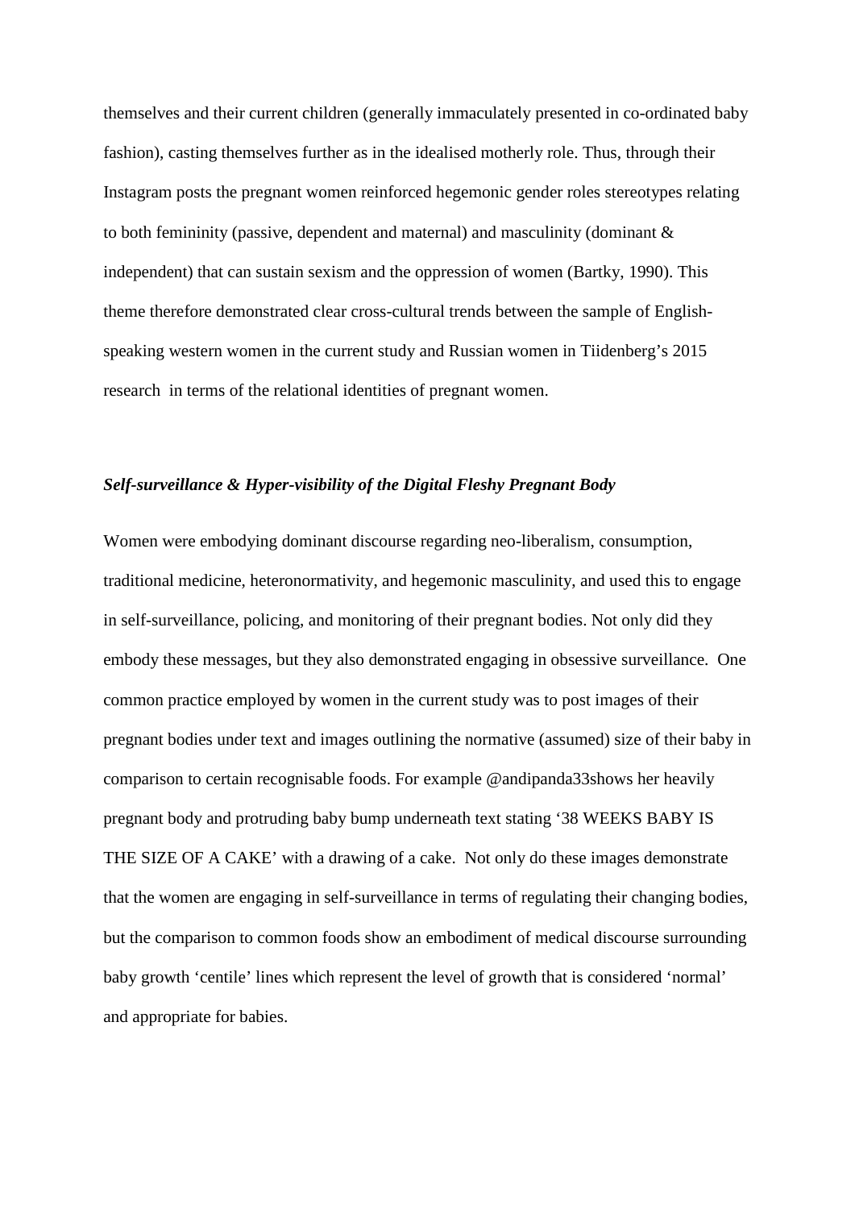themselves and their current children (generally immaculately presented in co-ordinated baby fashion), casting themselves further as in the idealised motherly role. Thus, through their Instagram posts the pregnant women reinforced hegemonic gender roles stereotypes relating to both femininity (passive, dependent and maternal) and masculinity (dominant & independent) that can sustain sexism and the oppression of women (Bartky, 1990). This theme therefore demonstrated clear cross-cultural trends between the sample of English-speaking western women in the current study and Russian women in Tiidenberg's 2015 research in terms of the relational identities of pregnant women.

### ***Self-surveillance & Hyper-visibility of the Digital Fleshy Pregnant Body***

Women were embodying dominant discourse regarding neo-liberalism, consumption, traditional medicine, heteronormativity, and hegemonic masculinity, and used this to engage in self-surveillance, policing, and monitoring of their pregnant bodies. Not only did they embody these messages, but they also demonstrated engaging in obsessive surveillance. One common practice employed by women in the current study was to post images of their pregnant bodies under text and images outlining the normative (assumed) size of their baby in comparison to certain recognisable foods. For example @andipanda33shows her heavily pregnant body and protruding baby bump underneath text stating '38 WEEKS BABY IS THE SIZE OF A CAKE' with a drawing of a cake. Not only do these images demonstrate that the women are engaging in self-surveillance in terms of regulating their changing bodies, but the comparison to common foods show an embodiment of medical discourse surrounding baby growth 'centile' lines which represent the level of growth that is considered 'normal' and appropriate for babies.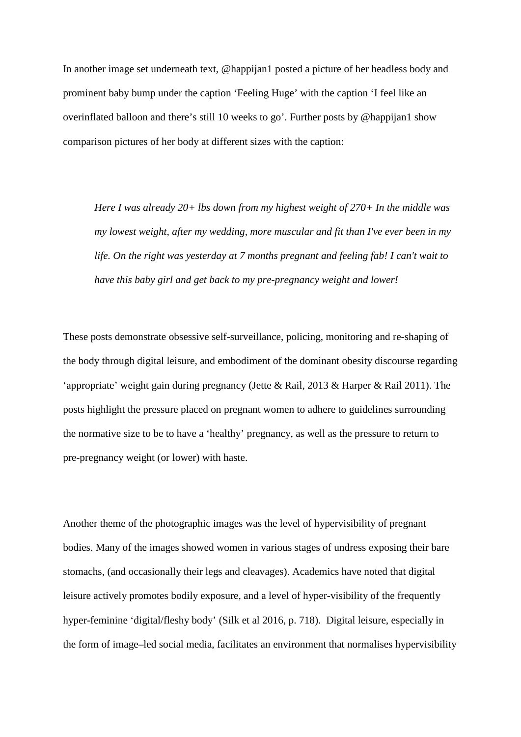In another image set underneath text, @happijan1 posted a picture of her headless body and prominent baby bump under the caption 'Feeling Huge' with the caption 'I feel like an overinflated balloon and there's still 10 weeks to go'. Further posts by @happijan1 show comparison pictures of her body at different sizes with the caption:

> *Here I was already 20+ lbs down from my highest weight of 270+ In the middle was my lowest weight, after my wedding, more muscular and fit than I've ever been in my life. On the right was yesterday at 7 months pregnant and feeling fab! I can't wait to have this baby girl and get back to my pre-pregnancy weight and lower!*

These posts demonstrate obsessive self-surveillance, policing, monitoring and re-shaping of the body through digital leisure, and embodiment of the dominant obesity discourse regarding 'appropriate' weight gain during pregnancy (Jette & Rail, 2013 & Harper & Rail 2011). The posts highlight the pressure placed on pregnant women to adhere to guidelines surrounding the normative size to be to have a 'healthy' pregnancy, as well as the pressure to return to pre-pregnancy weight (or lower) with haste.

Another theme of the photographic images was the level of hypervisibility of pregnant bodies. Many of the images showed women in various stages of undress exposing their bare stomachs, (and occasionally their legs and cleavages). Academics have noted that digital leisure actively promotes bodily exposure, and a level of hyper-visibility of the frequently hyper-feminine 'digital/fleshy body' (Silk et al 2016, p. 718). Digital leisure, especially in the form of image–led social media, facilitates an environment that normalises hypervisibility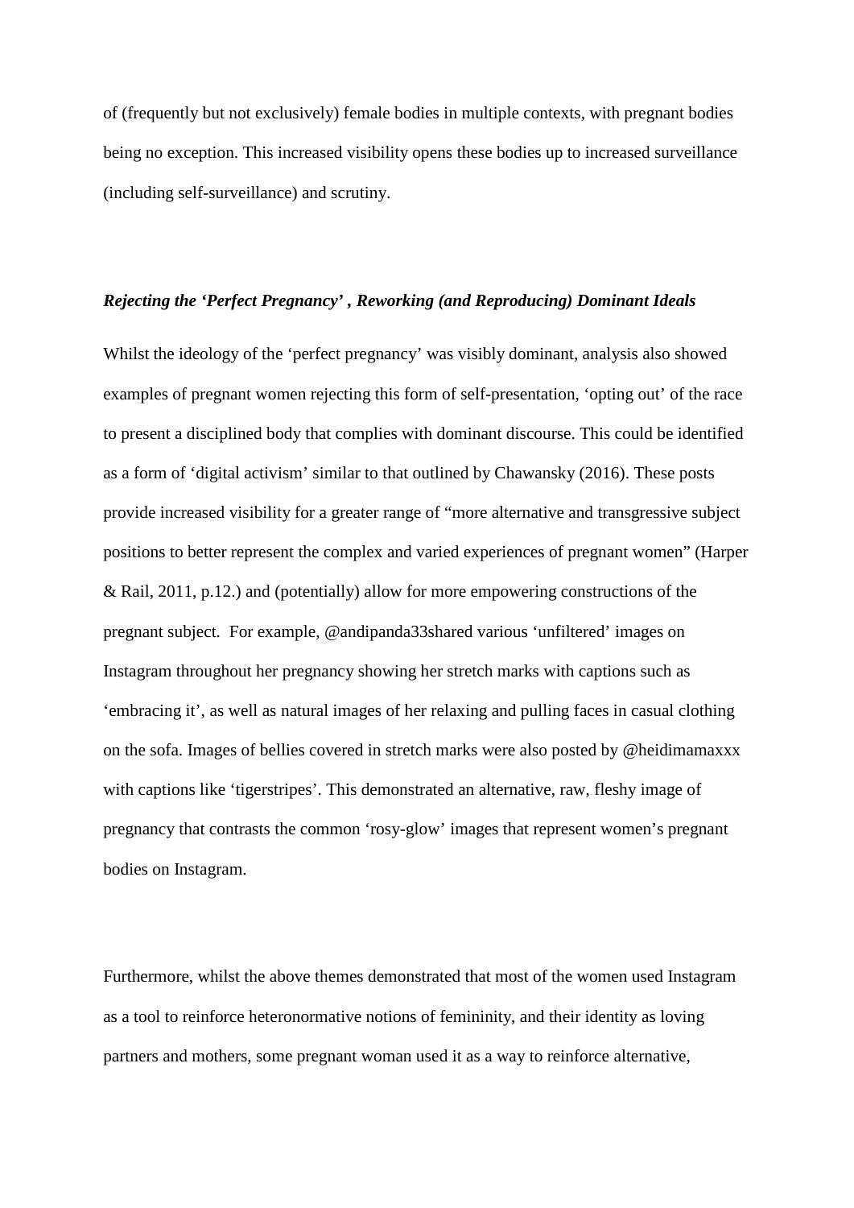of (frequently but not exclusively) female bodies in multiple contexts, with pregnant bodies being no exception. This increased visibility opens these bodies up to increased surveillance (including self-surveillance) and scrutiny.

### *Rejecting the 'Perfect Pregnancy' , Reworking (and Reproducing) Dominant Ideals*

Whilst the ideology of the 'perfect pregnancy' was visibly dominant, analysis also showed examples of pregnant women rejecting this form of self-presentation, 'opting out' of the race to present a disciplined body that complies with dominant discourse. This could be identified as a form of 'digital activism' similar to that outlined by Chawansky (2016). These posts provide increased visibility for a greater range of "more alternative and transgressive subject positions to better represent the complex and varied experiences of pregnant women" (Harper & Rail, 2011, p.12.) and (potentially) allow for more empowering constructions of the pregnant subject. For example, @andipanda33shared various 'unfiltered' images on Instagram throughout her pregnancy showing her stretch marks with captions such as 'embracing it', as well as natural images of her relaxing and pulling faces in casual clothing on the sofa. Images of bellies covered in stretch marks were also posted by @heidimamaxxx with captions like 'tigerstripes'. This demonstrated an alternative, raw, fleshy image of pregnancy that contrasts the common 'rosy-glow' images that represent women's pregnant bodies on Instagram.

Furthermore, whilst the above themes demonstrated that most of the women used Instagram as a tool to reinforce heteronormative notions of femininity, and their identity as loving partners and mothers, some pregnant woman used it as a way to reinforce alternative,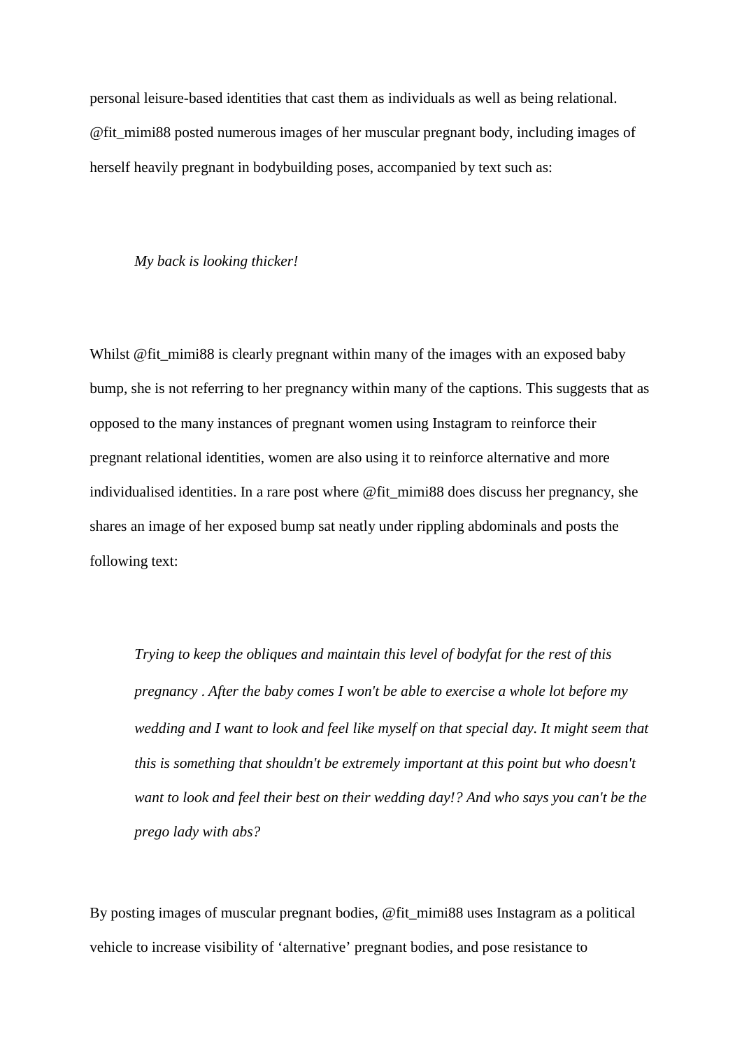personal leisure-based identities that cast them as individuals as well as being relational. @fit_mimi88 posted numerous images of her muscular pregnant body, including images of herself heavily pregnant in bodybuilding poses, accompanied by text such as:

> *My back is looking thicker!*

Whilst @fit_mimi88 is clearly pregnant within many of the images with an exposed baby bump, she is not referring to her pregnancy within many of the captions. This suggests that as opposed to the many instances of pregnant women using Instagram to reinforce their pregnant relational identities, women are also using it to reinforce alternative and more individualised identities. In a rare post where @fit_mimi88 does discuss her pregnancy, she shares an image of her exposed bump sat neatly under rippling abdominals and posts the following text:

> *Trying to keep the obliques and maintain this level of bodyfat for the rest of this pregnancy . After the baby comes I won't be able to exercise a whole lot before my wedding and I want to look and feel like myself on that special day. It might seem that this is something that shouldn't be extremely important at this point but who doesn't want to look and feel their best on their wedding day!? And who says you can't be the prego lady with abs?*

By posting images of muscular pregnant bodies, @fit_mimi88 uses Instagram as a political vehicle to increase visibility of 'alternative' pregnant bodies, and pose resistance to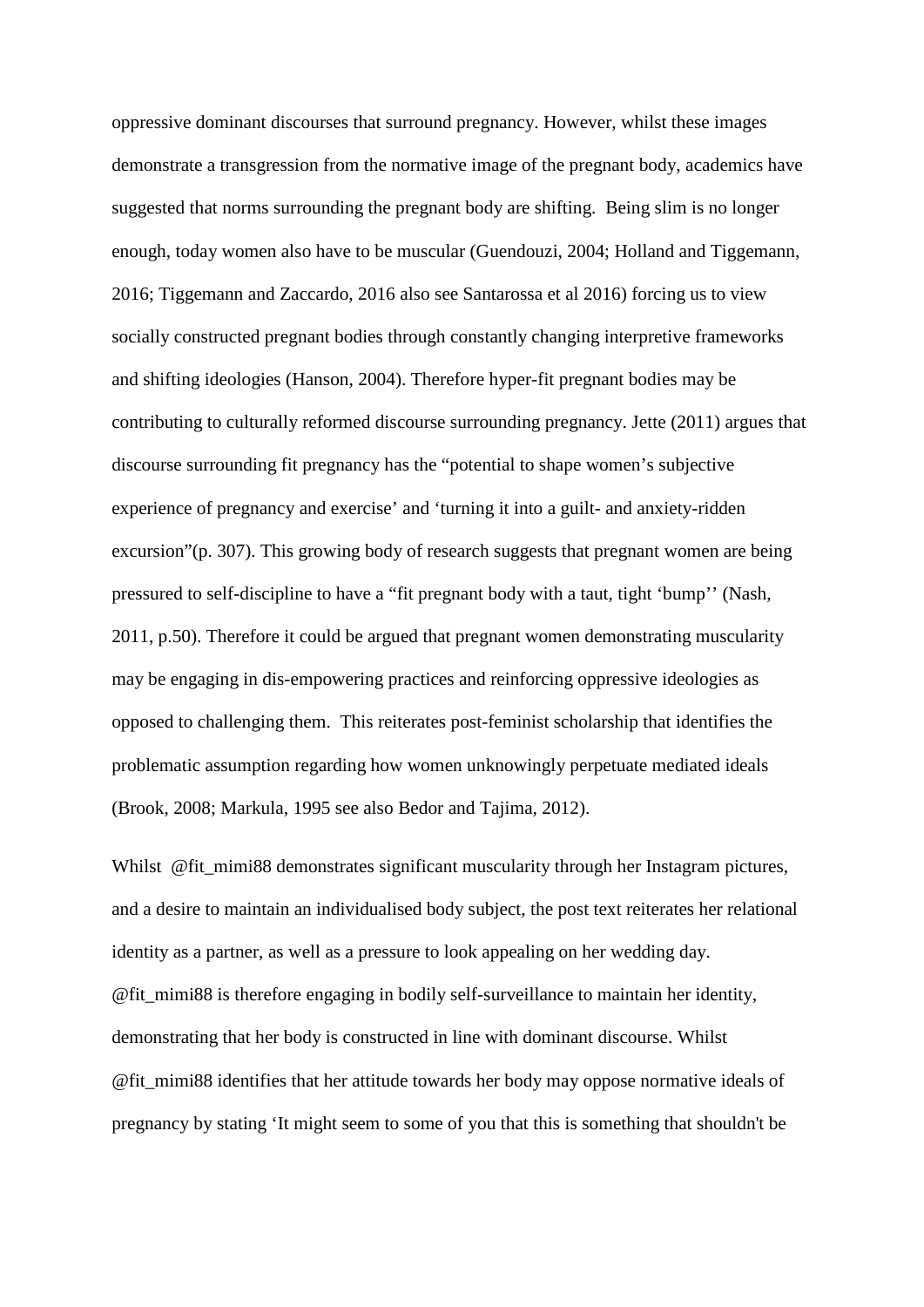oppressive dominant discourses that surround pregnancy. However, whilst these images demonstrate a transgression from the normative image of the pregnant body, academics have suggested that norms surrounding the pregnant body are shifting. Being slim is no longer enough, today women also have to be muscular (Guendouzi, 2004; Holland and Tiggemann, 2016; Tiggemann and Zaccardo, 2016 also see Santarossa et al 2016) forcing us to view socially constructed pregnant bodies through constantly changing interpretive frameworks and shifting ideologies (Hanson, 2004). Therefore hyper-fit pregnant bodies may be contributing to culturally reformed discourse surrounding pregnancy. Jette (2011) argues that discourse surrounding fit pregnancy has the "potential to shape women's subjective experience of pregnancy and exercise' and 'turning it into a guilt- and anxiety-ridden excursion"(p. 307). This growing body of research suggests that pregnant women are being pressured to self-discipline to have a "fit pregnant body with a taut, tight 'bump'' (Nash, 2011, p.50). Therefore it could be argued that pregnant women demonstrating muscularity may be engaging in dis-empowering practices and reinforcing oppressive ideologies as opposed to challenging them. This reiterates post-feminist scholarship that identifies the problematic assumption regarding how women unknowingly perpetuate mediated ideals (Brook, 2008; Markula, 1995 see also Bedor and Tajima, 2012).

Whilst @fit_mimi88 demonstrates significant muscularity through her Instagram pictures, and a desire to maintain an individualised body subject, the post text reiterates her relational identity as a partner, as well as a pressure to look appealing on her wedding day. @fit_mimi88 is therefore engaging in bodily self-surveillance to maintain her identity, demonstrating that her body is constructed in line with dominant discourse. Whilst @fit_mimi88 identifies that her attitude towards her body may oppose normative ideals of pregnancy by stating 'It might seem to some of you that this is something that shouldn't be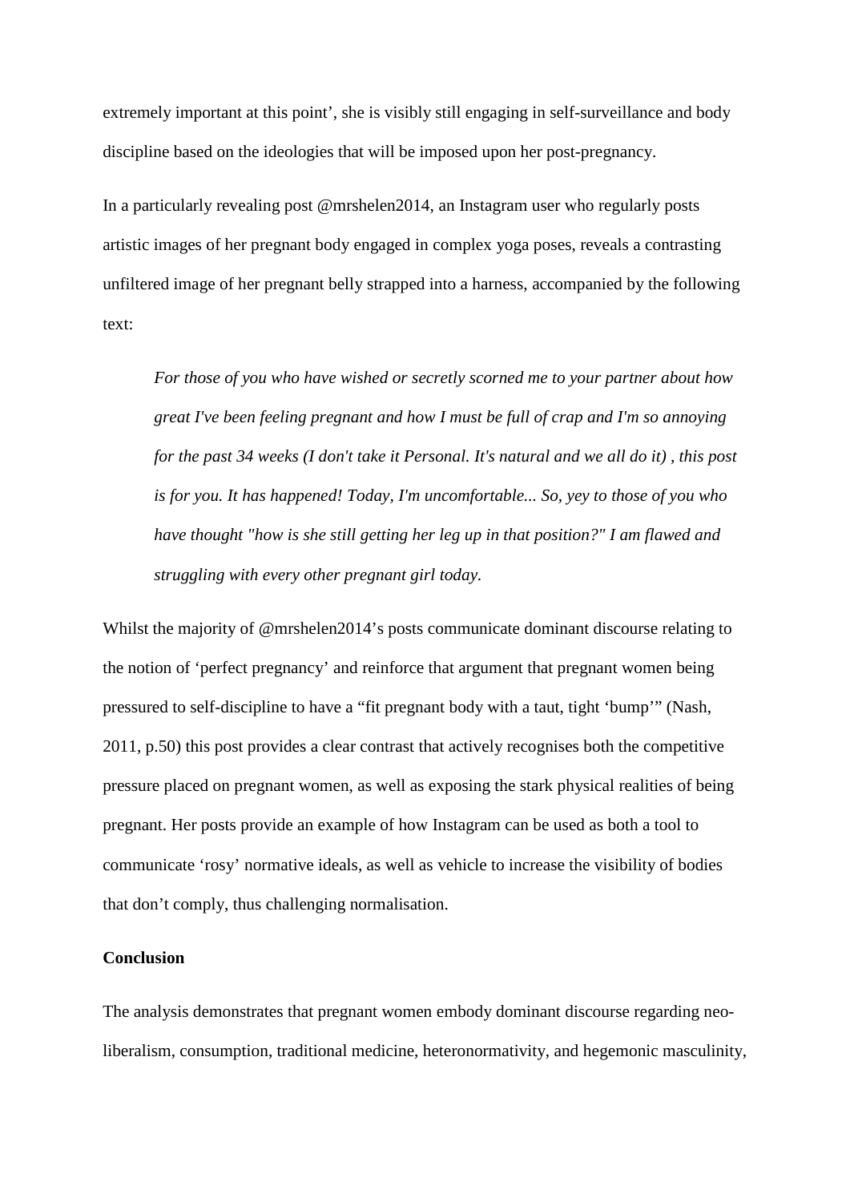extremely important at this point', she is visibly still engaging in self-surveillance and body discipline based on the ideologies that will be imposed upon her post-pregnancy.

In a particularly revealing post @mrshelen2014, an Instagram user who regularly posts artistic images of her pregnant body engaged in complex yoga poses, reveals a contrasting unfiltered image of her pregnant belly strapped into a harness, accompanied by the following text:

> *For those of you who have wished or secretly scorned me to your partner about how great I've been feeling pregnant and how I must be full of crap and I'm so annoying for the past 34 weeks (I don't take it Personal. It's natural and we all do it) , this post is for you. It has happened! Today, I'm uncomfortable... So, yey to those of you who have thought "how is she still getting her leg up in that position?" I am flawed and struggling with every other pregnant girl today.*

Whilst the majority of @mrshelen2014's posts communicate dominant discourse relating to the notion of 'perfect pregnancy' and reinforce that argument that pregnant women being pressured to self-discipline to have a "fit pregnant body with a taut, tight 'bump'" (Nash, 2011, p.50) this post provides a clear contrast that actively recognises both the competitive pressure placed on pregnant women, as well as exposing the stark physical realities of being pregnant. Her posts provide an example of how Instagram can be used as both a tool to communicate 'rosy' normative ideals, as well as vehicle to increase the visibility of bodies that don't comply, thus challenging normalisation.

**Conclusion**

The analysis demonstrates that pregnant women embody dominant discourse regarding neo-liberalism, consumption, traditional medicine, heteronormativity, and hegemonic masculinity,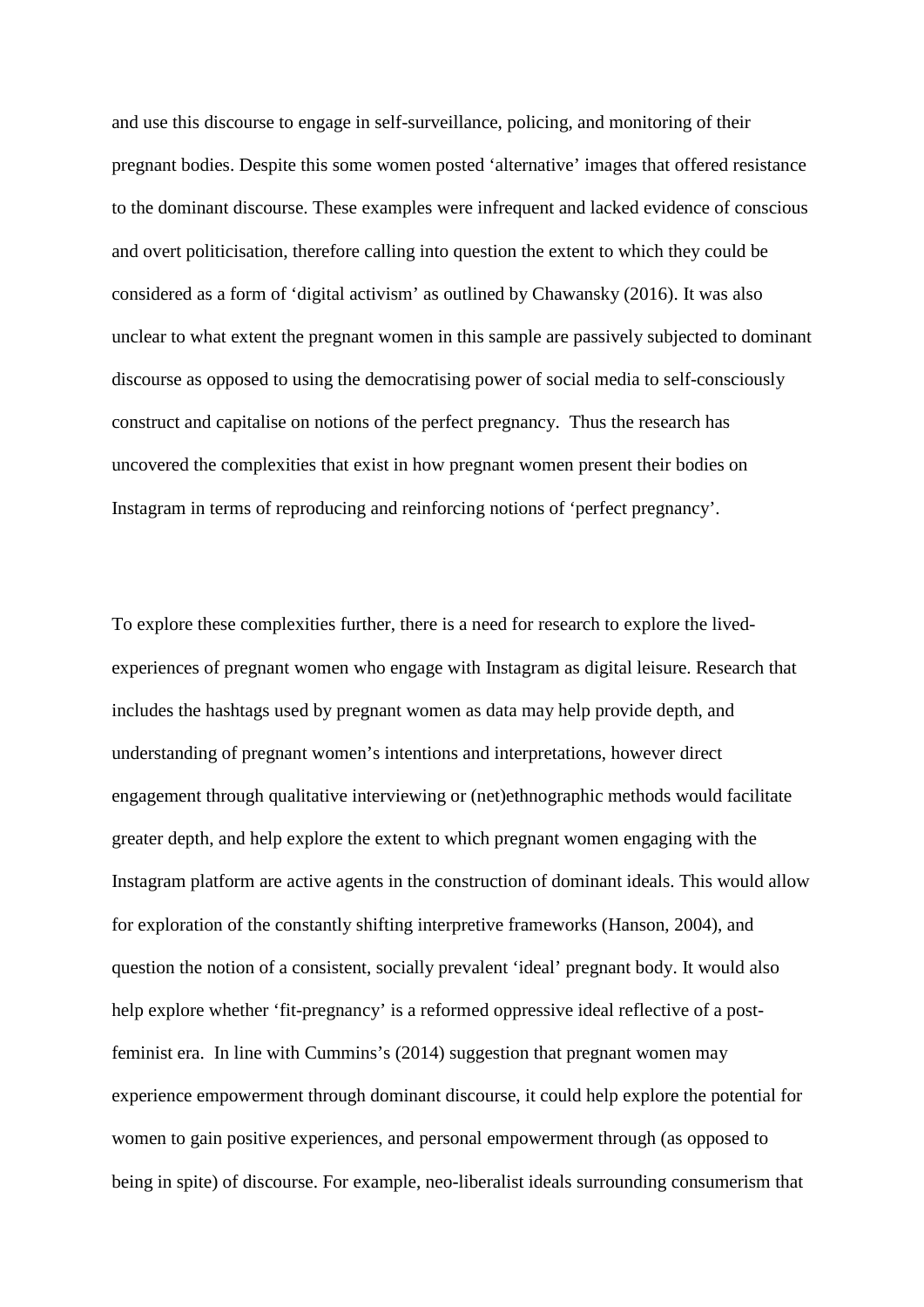and use this discourse to engage in self-surveillance, policing, and monitoring of their pregnant bodies. Despite this some women posted 'alternative' images that offered resistance to the dominant discourse. These examples were infrequent and lacked evidence of conscious and overt politicisation, therefore calling into question the extent to which they could be considered as a form of 'digital activism' as outlined by Chawansky (2016). It was also unclear to what extent the pregnant women in this sample are passively subjected to dominant discourse as opposed to using the democratising power of social media to self-consciously construct and capitalise on notions of the perfect pregnancy. Thus the research has uncovered the complexities that exist in how pregnant women present their bodies on Instagram in terms of reproducing and reinforcing notions of 'perfect pregnancy'.

To explore these complexities further, there is a need for research to explore the lived-experiences of pregnant women who engage with Instagram as digital leisure. Research that includes the hashtags used by pregnant women as data may help provide depth, and understanding of pregnant women's intentions and interpretations, however direct engagement through qualitative interviewing or (net)ethnographic methods would facilitate greater depth, and help explore the extent to which pregnant women engaging with the Instagram platform are active agents in the construction of dominant ideals. This would allow for exploration of the constantly shifting interpretive frameworks (Hanson, 2004), and question the notion of a consistent, socially prevalent 'ideal' pregnant body. It would also help explore whether 'fit-pregnancy' is a reformed oppressive ideal reflective of a post-feminist era. In line with Cummins's (2014) suggestion that pregnant women may experience empowerment through dominant discourse, it could help explore the potential for women to gain positive experiences, and personal empowerment through (as opposed to being in spite) of discourse. For example, neo-liberalist ideals surrounding consumerism that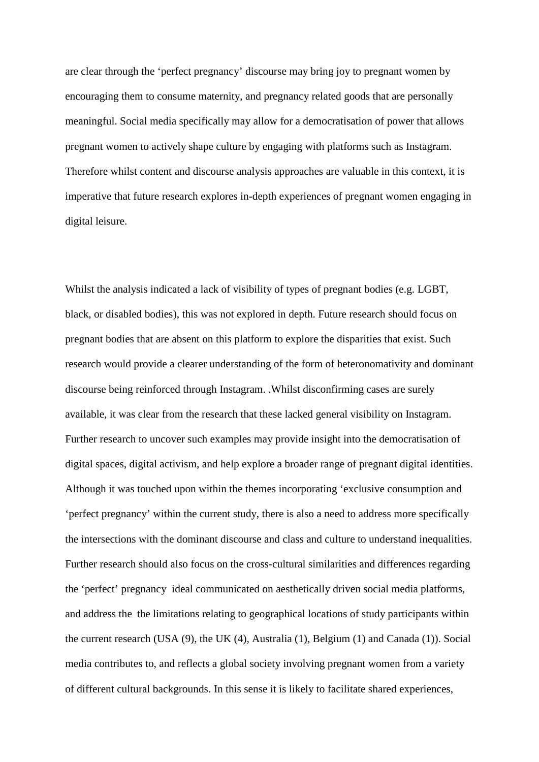are clear through the 'perfect pregnancy' discourse may bring joy to pregnant women by encouraging them to consume maternity, and pregnancy related goods that are personally meaningful. Social media specifically may allow for a democratisation of power that allows pregnant women to actively shape culture by engaging with platforms such as Instagram. Therefore whilst content and discourse analysis approaches are valuable in this context, it is imperative that future research explores in-depth experiences of pregnant women engaging in digital leisure.

Whilst the analysis indicated a lack of visibility of types of pregnant bodies (e.g. LGBT, black, or disabled bodies), this was not explored in depth. Future research should focus on pregnant bodies that are absent on this platform to explore the disparities that exist. Such research would provide a clearer understanding of the form of heteronomativity and dominant discourse being reinforced through Instagram. .Whilst disconfirming cases are surely available, it was clear from the research that these lacked general visibility on Instagram. Further research to uncover such examples may provide insight into the democratisation of digital spaces, digital activism, and help explore a broader range of pregnant digital identities. Although it was touched upon within the themes incorporating 'exclusive consumption and 'perfect pregnancy' within the current study, there is also a need to address more specifically the intersections with the dominant discourse and class and culture to understand inequalities. Further research should also focus on the cross-cultural similarities and differences regarding the 'perfect' pregnancy ideal communicated on aesthetically driven social media platforms, and address the the limitations relating to geographical locations of study participants within the current research (USA (9), the UK (4), Australia (1), Belgium (1) and Canada (1)). Social media contributes to, and reflects a global society involving pregnant women from a variety of different cultural backgrounds. In this sense it is likely to facilitate shared experiences,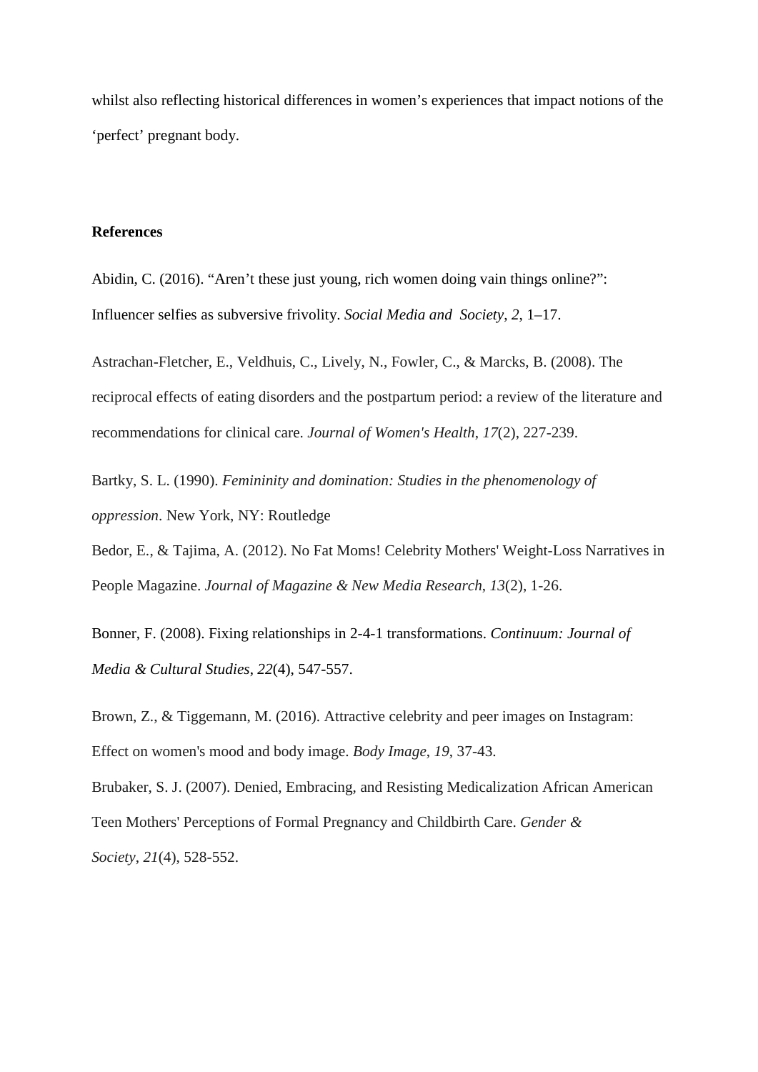whilst also reflecting historical differences in women's experiences that impact notions of the 'perfect' pregnant body.

**References**

Abidin, C. (2016). "Aren't these just young, rich women doing vain things online?": Influencer selfies as subversive frivolity. *Social Media and Society*, *2*, 1–17.

Astrachan-Fletcher, E., Veldhuis, C., Lively, N., Fowler, C., & Marcks, B. (2008). The reciprocal effects of eating disorders and the postpartum period: a review of the literature and recommendations for clinical care. *Journal of Women's Health*, *17*(2), 227-239.

Bartky, S. L. (1990). *Femininity and domination: Studies in the phenomenology of oppression*. New York, NY: Routledge

Bedor, E., & Tajima, A. (2012). No Fat Moms! Celebrity Mothers' Weight-Loss Narratives in People Magazine. *Journal of Magazine & New Media Research*, *13*(2), 1-26.

Bonner, F. (2008). Fixing relationships in 2-4-1 transformations. *Continuum: Journal of Media & Cultural Studies*, *22*(4), 547-557.

Brown, Z., & Tiggemann, M. (2016). Attractive celebrity and peer images on Instagram: Effect on women's mood and body image. *Body Image*, *19*, 37-43.

Brubaker, S. J. (2007). Denied, Embracing, and Resisting Medicalization African American Teen Mothers' Perceptions of Formal Pregnancy and Childbirth Care. *Gender & Society*, *21*(4), 528-552.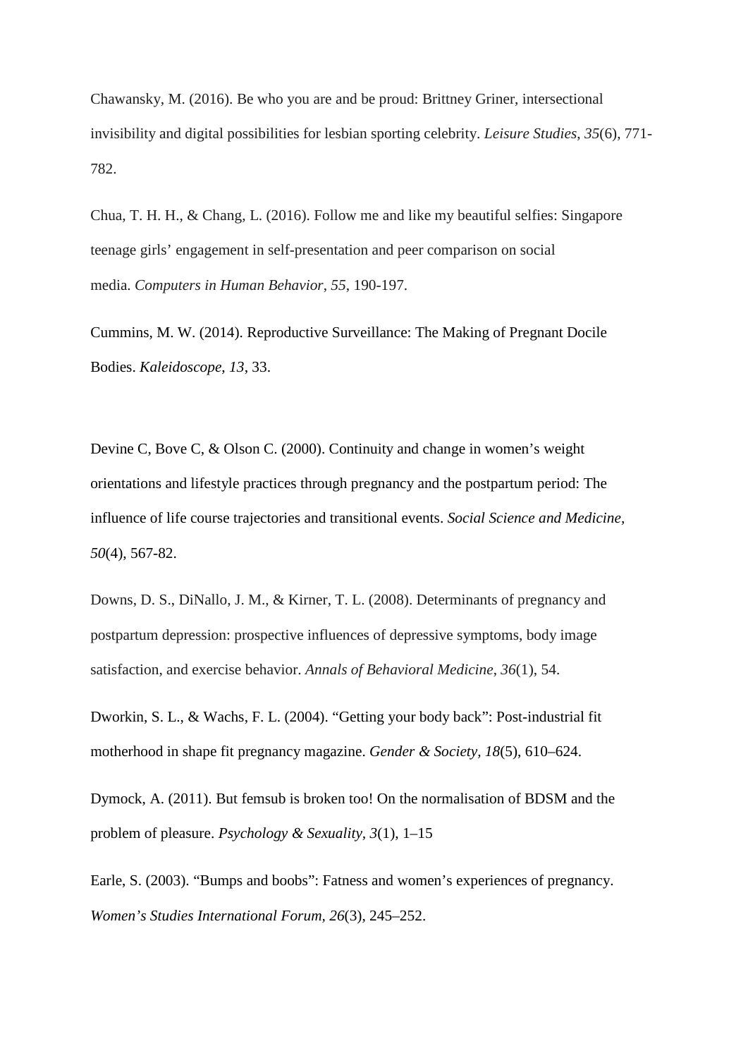Chawansky, M. (2016). Be who you are and be proud: Brittney Griner, intersectional invisibility and digital possibilities for lesbian sporting celebrity. *Leisure Studies*, *35*(6), 771-782.

Chua, T. H. H., & Chang, L. (2016). Follow me and like my beautiful selfies: Singapore teenage girls' engagement in self-presentation and peer comparison on social media. *Computers in Human Behavior*, *55*, 190-197.

Cummins, M. W. (2014). Reproductive Surveillance: The Making of Pregnant Docile Bodies. *Kaleidoscope*, *13*, 33.

Devine C, Bove C, & Olson C. (2000). Continuity and change in women's weight orientations and lifestyle practices through pregnancy and the postpartum period: The influence of life course trajectories and transitional events. *Social Science and Medicine*, *50*(4), 567-82.

Downs, D. S., DiNallo, J. M., & Kirner, T. L. (2008). Determinants of pregnancy and postpartum depression: prospective influences of depressive symptoms, body image satisfaction, and exercise behavior. *Annals of Behavioral Medicine*, *36*(1), 54.

Dworkin, S. L., & Wachs, F. L. (2004). "Getting your body back": Post-industrial fit motherhood in shape fit pregnancy magazine. *Gender & Society*, *18*(5), 610–624.

Dymock, A. (2011). But femsub is broken too! On the normalisation of BDSM and the problem of pleasure. *Psychology & Sexuality*, *3*(1), 1–15

Earle, S. (2003). "Bumps and boobs": Fatness and women's experiences of pregnancy. *Women's Studies International Forum*, *26*(3), 245–252.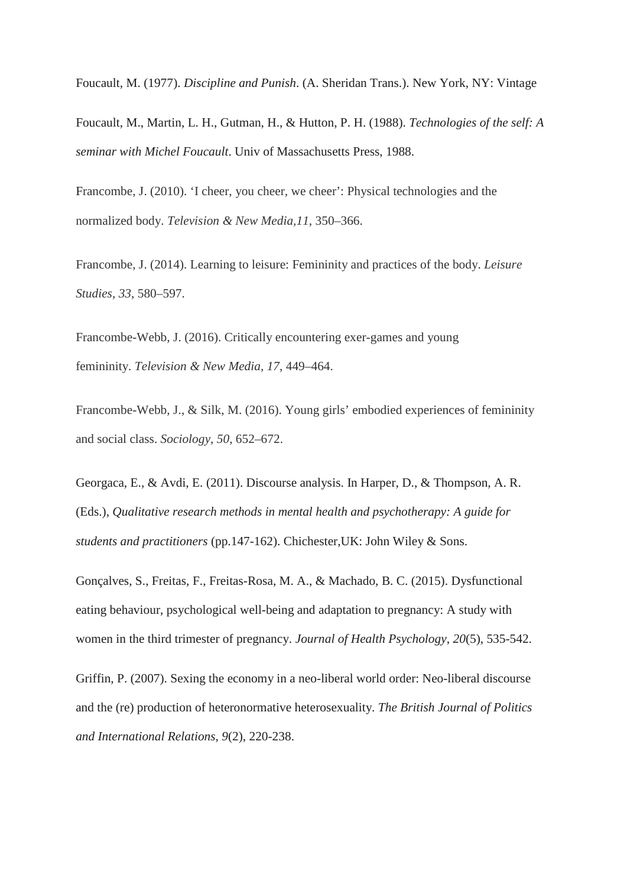Foucault, M. (1977). *Discipline and Punish*. (A. Sheridan Trans.). New York, NY: Vintage

Foucault, M., Martin, L. H., Gutman, H., & Hutton, P. H. (1988). *Technologies of the self: A seminar with Michel Foucault*. Univ of Massachusetts Press, 1988.

Francombe, J. (2010). 'I cheer, you cheer, we cheer': Physical technologies and the normalized body. *Television & New Media,11*, 350–366.

Francombe, J. (2014). Learning to leisure: Femininity and practices of the body. *Leisure Studies, 33*, 580–597.

Francombe-Webb, J. (2016). Critically encountering exer-games and young femininity. *Television & New Media, 17*, 449–464.

Francombe-Webb, J., & Silk, M. (2016). Young girls' embodied experiences of femininity and social class. *Sociology, 50*, 652–672.

Georgaca, E., & Avdi, E. (2011). Discourse analysis. In Harper, D., & Thompson, A. R. (Eds.), *Qualitative research methods in mental health and psychotherapy: A guide for students and practitioners* (pp.147-162). Chichester,UK: John Wiley & Sons.

Gonçalves, S., Freitas, F., Freitas-Rosa, M. A., & Machado, B. C. (2015). Dysfunctional eating behaviour, psychological well-being and adaptation to pregnancy: A study with women in the third trimester of pregnancy. *Journal of Health Psychology*, *20*(5), 535-542.

Griffin, P. (2007). Sexing the economy in a neo-liberal world order: Neo-liberal discourse and the (re) production of heteronormative heterosexuality. *The British Journal of Politics and International Relations*, *9*(2), 220-238.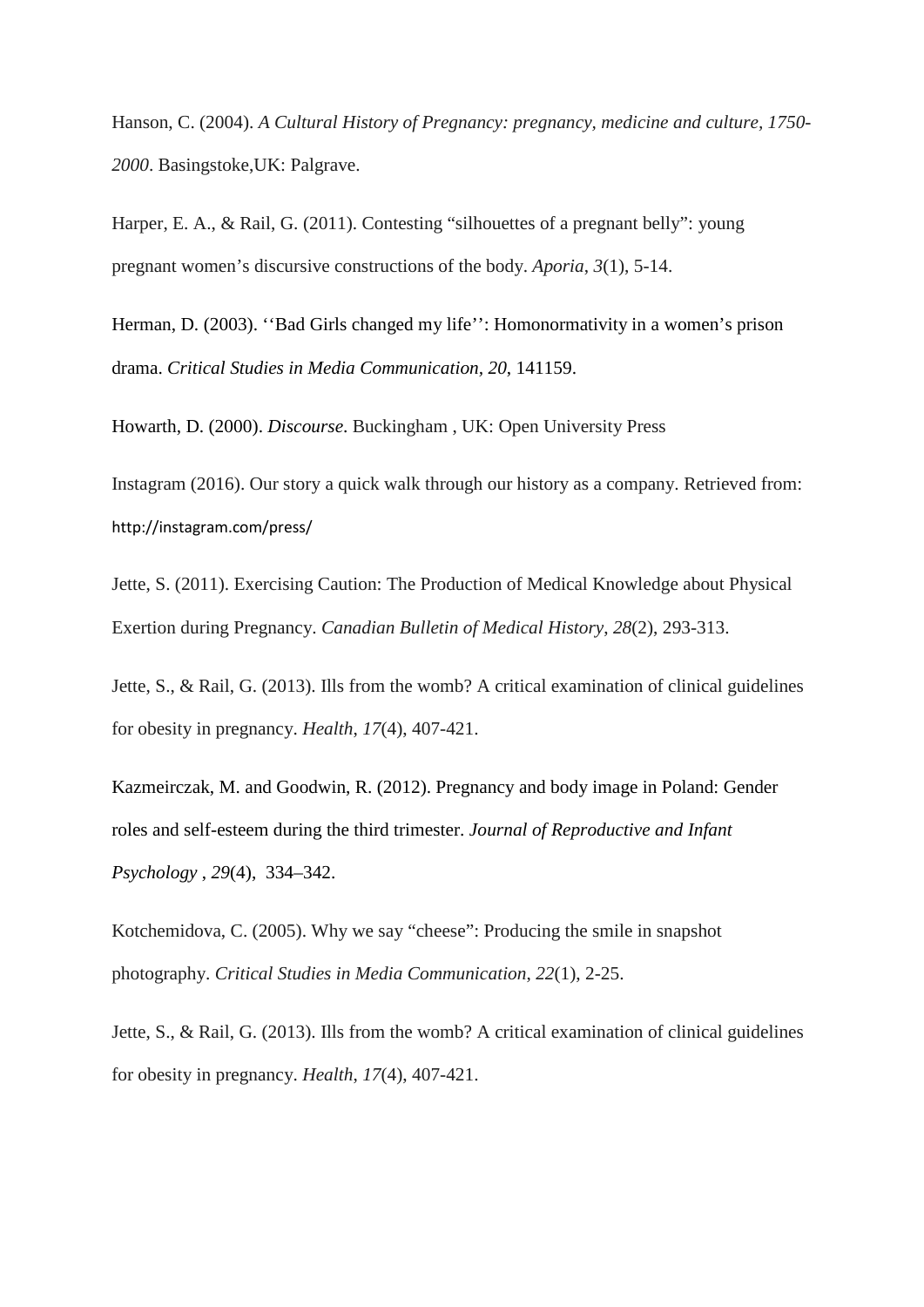Hanson, C. (2004). *A Cultural History of Pregnancy: pregnancy, medicine and culture, 1750-2000*. Basingstoke,UK: Palgrave.

Harper, E. A., & Rail, G. (2011). Contesting “silhouettes of a pregnant belly”: young pregnant women’s discursive constructions of the body. *Aporia*, *3*(1), 5-14.

Herman, D. (2003). ‘‘Bad Girls changed my life’’: Homonormativity in a women’s prison drama. *Critical Studies in Media Communication*, *20*, 141159.

Howarth, D. (2000). *Discourse*. Buckingham , UK: Open University Press

Instagram (2016). Our story a quick walk through our history as a company. Retrieved from: http://instagram.com/press/

Jette, S. (2011). Exercising Caution: The Production of Medical Knowledge about Physical Exertion during Pregnancy. *Canadian Bulletin of Medical History*, *28*(2), 293-313.

Jette, S., & Rail, G. (2013). Ills from the womb? A critical examination of clinical guidelines for obesity in pregnancy. *Health*, *17*(4), 407-421.

Kazmeirczak, M. and Goodwin, R. (2012). Pregnancy and body image in Poland: Gender roles and self-esteem during the third trimester. *Journal of Reproductive and Infant Psychology* , *29*(4), 334–342.

Kotchemidova, C. (2005). Why we say “cheese”: Producing the smile in snapshot photography. *Critical Studies in Media Communication*, *22*(1), 2-25.

Jette, S., & Rail, G. (2013). Ills from the womb? A critical examination of clinical guidelines for obesity in pregnancy. *Health*, *17*(4), 407-421.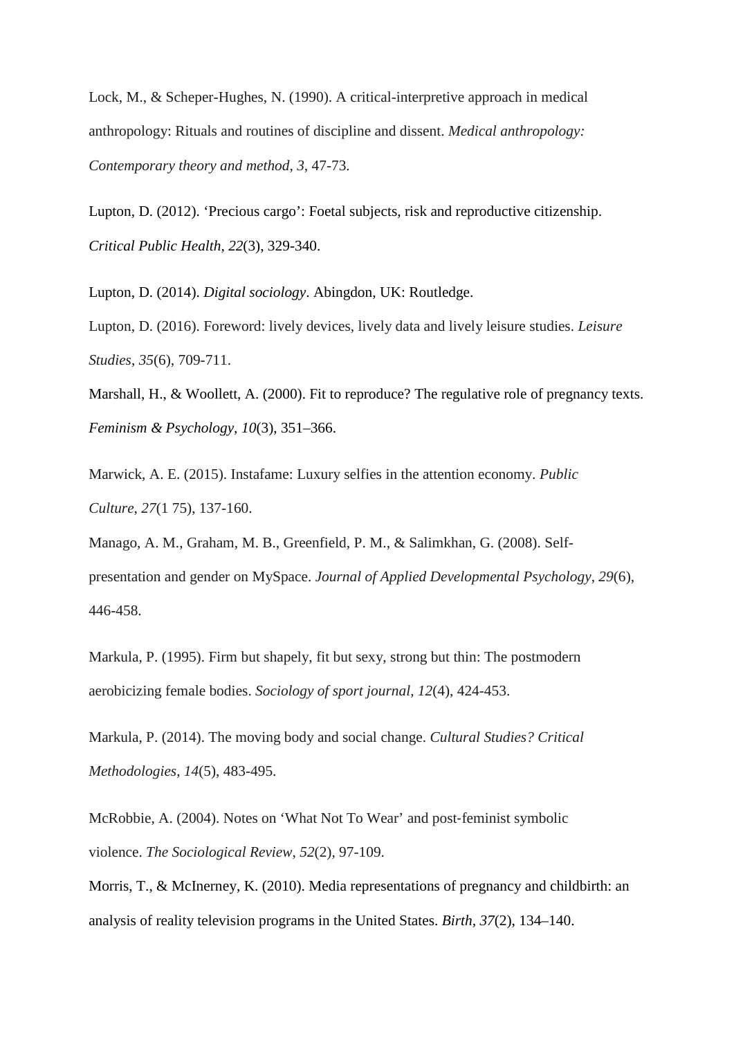Lock, M., & Scheper-Hughes, N. (1990). A critical-interpretive approach in medical anthropology: Rituals and routines of discipline and dissent. *Medical anthropology: Contemporary theory and method*, *3*, 47-73.

Lupton, D. (2012). 'Precious cargo': Foetal subjects, risk and reproductive citizenship. *Critical Public Health*, *22*(3), 329-340.

Lupton, D. (2014). *Digital sociology*. Abingdon, UK: Routledge.

Lupton, D. (2016). Foreword: lively devices, lively data and lively leisure studies. *Leisure Studies*, *35*(6), 709-711.

Marshall, H., & Woollett, A. (2000). Fit to reproduce? The regulative role of pregnancy texts. *Feminism & Psychology*, *10*(3), 351–366.

Marwick, A. E. (2015). Instafame: Luxury selfies in the attention economy. *Public Culture*, *27*(1 75), 137-160.

Manago, A. M., Graham, M. B., Greenfield, P. M., & Salimkhan, G. (2008). Self-presentation and gender on MySpace. *Journal of Applied Developmental Psychology*, *29*(6), 446-458.

Markula, P. (1995). Firm but shapely, fit but sexy, strong but thin: The postmodern aerobicizing female bodies. *Sociology of sport journal*, *12*(4), 424-453.

Markula, P. (2014). The moving body and social change. *Cultural Studies? Critical Methodologies*, *14*(5), 483-495.

McRobbie, A. (2004). Notes on 'What Not To Wear' and post-feminist symbolic violence. *The Sociological Review*, *52*(2), 97-109.

Morris, T., & McInerney, K. (2010). Media representations of pregnancy and childbirth: an analysis of reality television programs in the United States. *Birth*, *37*(2), 134–140.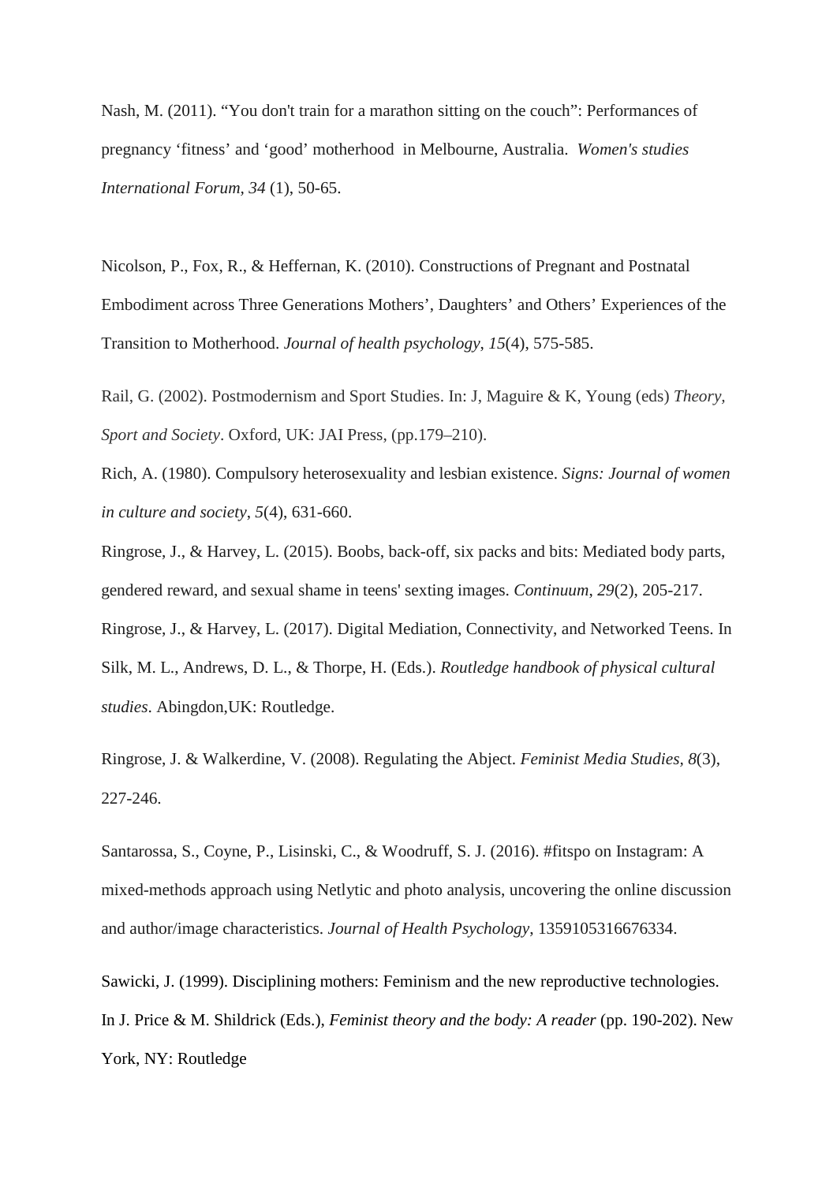Nash, M. (2011). “You don't train for a marathon sitting on the couch”: Performances of pregnancy ‘fitness’ and ‘good’ motherhood in Melbourne, Australia. *Women's studies International Forum, 34* (1), 50-65.

Nicolson, P., Fox, R., & Heffernan, K. (2010). Constructions of Pregnant and Postnatal Embodiment across Three Generations Mothers’, Daughters’ and Others’ Experiences of the Transition to Motherhood. *Journal of health psychology*, *15*(4), 575-585.

Rail, G. (2002). Postmodernism and Sport Studies. In: J, Maguire & K, Young (eds) *Theory, Sport and Society*. Oxford, UK: JAI Press, (pp.179–210).

Rich, A. (1980). Compulsory heterosexuality and lesbian existence. *Signs: Journal of women in culture and society*, *5*(4), 631-660.

Ringrose, J., & Harvey, L. (2015). Boobs, back-off, six packs and bits: Mediated body parts, gendered reward, and sexual shame in teens' sexting images. *Continuum*, *29*(2), 205-217.

Ringrose, J., & Harvey, L. (2017). Digital Mediation, Connectivity, and Networked Teens. In Silk, M. L., Andrews, D. L., & Thorpe, H. (Eds.). *Routledge handbook of physical cultural studies*. Abingdon,UK: Routledge.

Ringrose, J. & Walkerdine, V. (2008). Regulating the Abject. *Feminist Media Studies, 8*(3), 227-246.

Santarossa, S., Coyne, P., Lisinski, C., & Woodruff, S. J. (2016). #fitspo on Instagram: A mixed-methods approach using Netlytic and photo analysis, uncovering the online discussion and author/image characteristics. *Journal of Health Psychology*, 1359105316676334.

Sawicki, J. (1999). Disciplining mothers: Feminism and the new reproductive technologies. In J. Price & M. Shildrick (Eds.), *Feminist theory and the body: A reader* (pp. 190-202). New York, NY: Routledge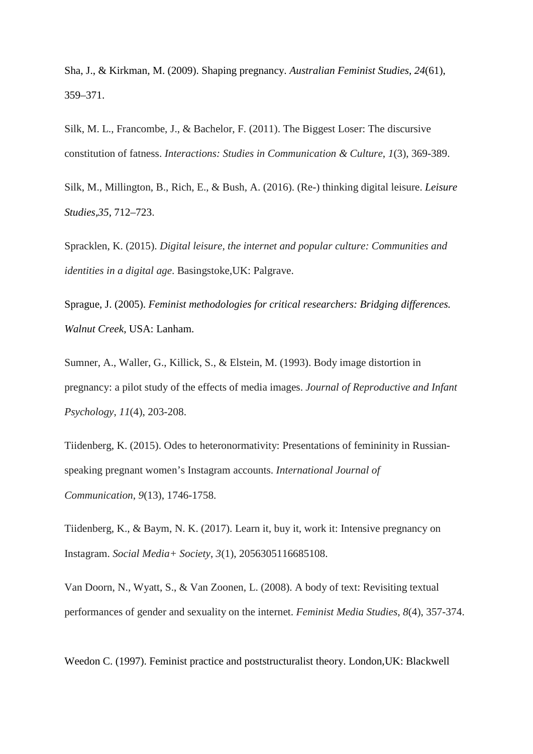Sha, J., & Kirkman, M. (2009). Shaping pregnancy. *Australian Feminist Studies, 24*(61), 359–371.

Silk, M. L., Francombe, J., & Bachelor, F. (2011). The Biggest Loser: The discursive constitution of fatness. *Interactions: Studies in Communication & Culture*, *1*(3), 369-389.

Silk, M., Millington, B., Rich, E., & Bush, A. (2016). (Re-) thinking digital leisure. *Leisure Studies,35*, 712–723.

Spracklen, K. (2015). *Digital leisure, the internet and popular culture: Communities and identities in a digital age*. Basingstoke,UK: Palgrave.

Sprague, J. (2005). *Feminist methodologies for critical researchers: Bridging differences. Walnut Creek*, USA: Lanham.

Sumner, A., Waller, G., Killick, S., & Elstein, M. (1993). Body image distortion in pregnancy: a pilot study of the effects of media images. *Journal of Reproductive and Infant Psychology*, *11*(4), 203-208.

Tiidenberg, K. (2015). Odes to heteronormativity: Presentations of femininity in Russian-speaking pregnant women's Instagram accounts. *International Journal of Communication*, *9*(13), 1746-1758.

Tiidenberg, K., & Baym, N. K. (2017). Learn it, buy it, work it: Intensive pregnancy on Instagram. *Social Media+ Society*, *3*(1), 2056305116685108.

Van Doorn, N., Wyatt, S., & Van Zoonen, L. (2008). A body of text: Revisiting textual performances of gender and sexuality on the internet. *Feminist Media Studies*, *8*(4), 357-374.

Weedon C. (1997). Feminist practice and poststructuralist theory. London,UK: Blackwell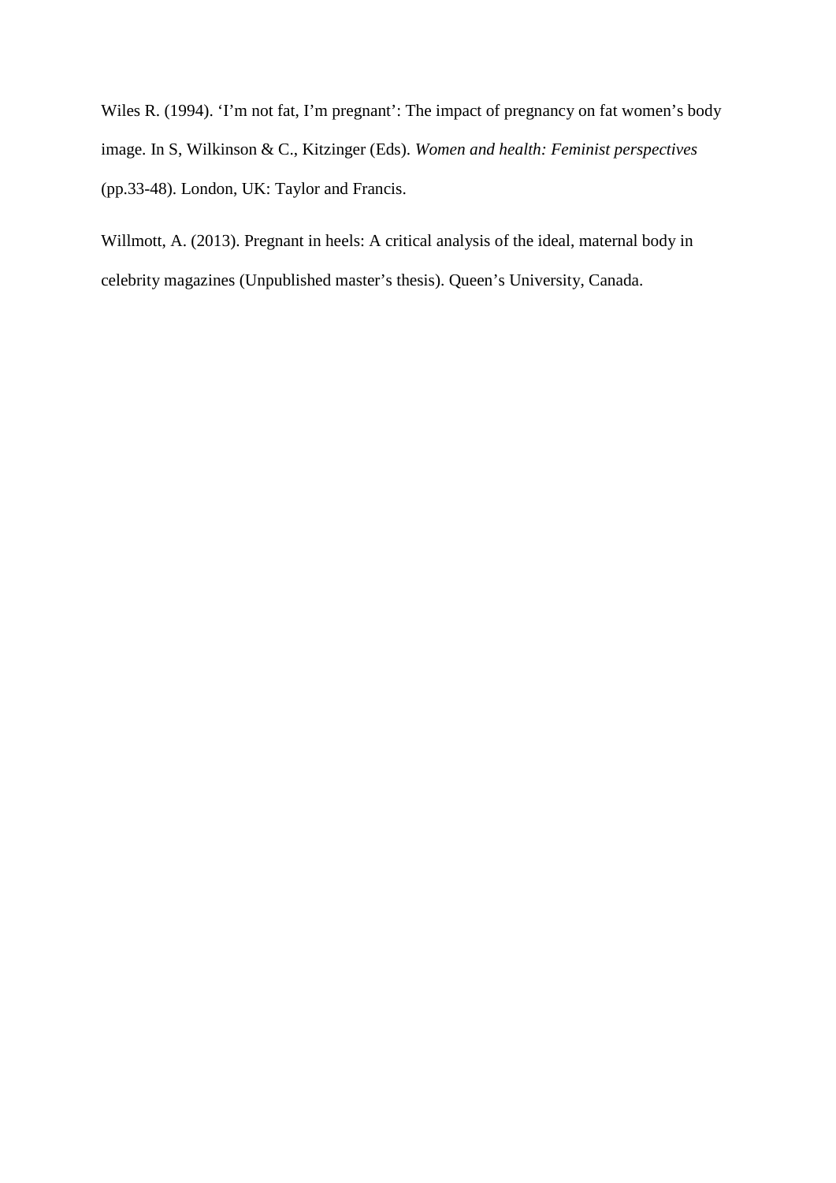Wiles R. (1994). ‘I’m not fat, I’m pregnant’: The impact of pregnancy on fat women’s body image. In S, Wilkinson & C., Kitzinger (Eds). *Women and health: Feminist perspectives* (pp.33-48). London, UK: Taylor and Francis.

Willmott, A. (2013). Pregnant in heels: A critical analysis of the ideal, maternal body in celebrity magazines (Unpublished master’s thesis). Queen’s University, Canada.